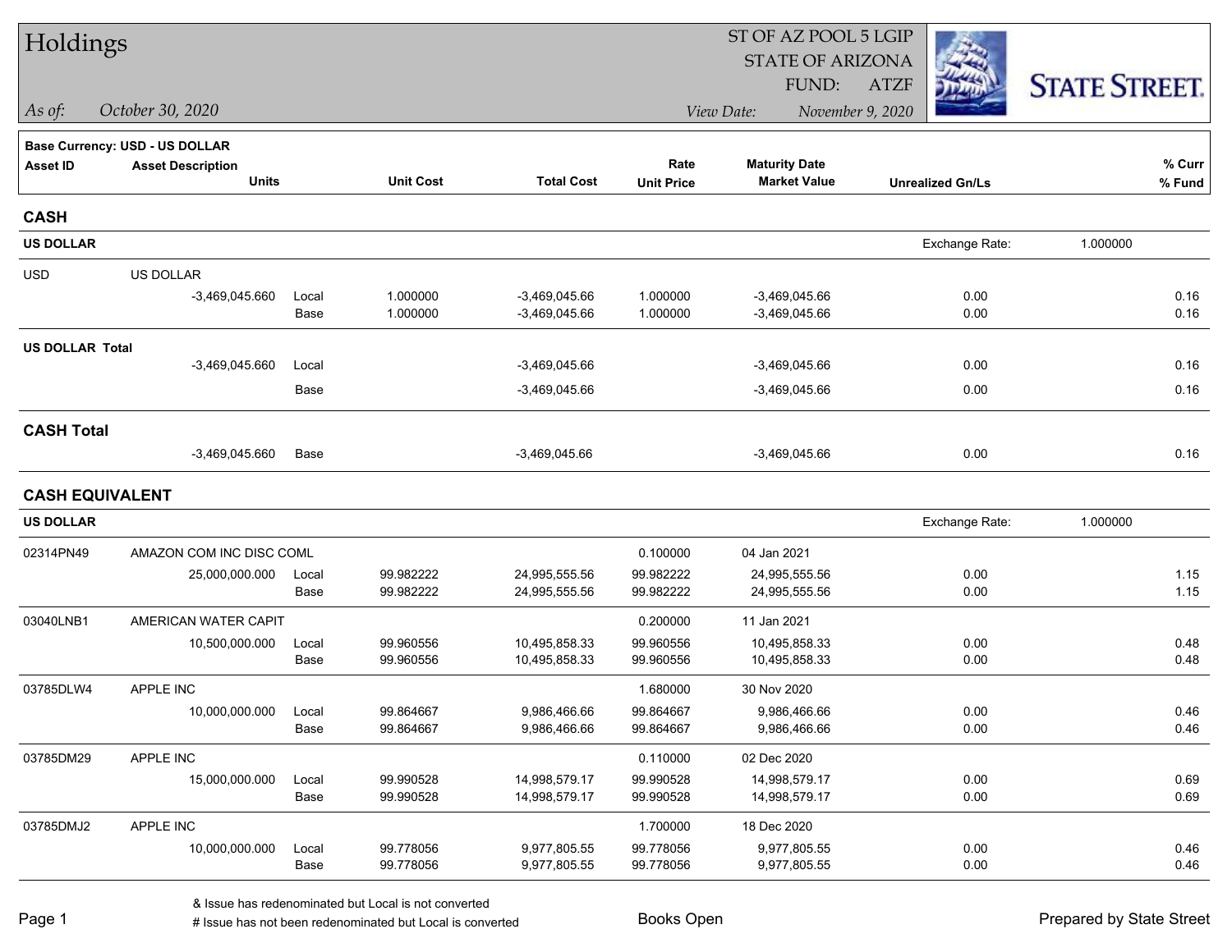# Holdings

*As of:* *October 30, 2020*

ST OF AZ POOL 5 LGIP
STATE OF ARIZONA
FUND: ATZF

*View Date:* *November 9, 2020*

STATE STREET

**Base Currency: USD - US DOLLAR**

| Asset ID | Asset Description / Units | | Unit Cost | Total Cost | Rate / Unit Price | Maturity Date / Market Value | Unrealized Gn/Ls | % Curr / % Fund |
|---|---|---|---|---|---|---|---|---|
| **CASH** | | | | | | | | |
| **US DOLLAR** | | | | | | | Exchange Rate: | 1.000000 |
| USD | US DOLLAR | | | | | | | |
| | -3,469,045.660 | Local | 1.000000 | -3,469,045.66 | 1.000000 | -3,469,045.66 | 0.00 | 0.16 |
| | | Base | 1.000000 | -3,469,045.66 | 1.000000 | -3,469,045.66 | 0.00 | 0.16 |
| **US DOLLAR Total** | | | | | | | | |
| | -3,469,045.660 | Local | | -3,469,045.66 | | -3,469,045.66 | 0.00 | 0.16 |
| | | Base | | -3,469,045.66 | | -3,469,045.66 | 0.00 | 0.16 |
| **CASH Total** | | | | | | | | |
| | -3,469,045.660 | Base | | -3,469,045.66 | | -3,469,045.66 | 0.00 | 0.16 |
| **CASH EQUIVALENT** | | | | | | | | |
| **US DOLLAR** | | | | | | | Exchange Rate: | 1.000000 |
| 02314PN49 | AMAZON COM INC DISC COML | | | | 0.100000 | 04 Jan 2021 | | |
| | 25,000,000.000 | Local | 99.982222 | 24,995,555.56 | 99.982222 | 24,995,555.56 | 0.00 | 1.15 |
| | | Base | 99.982222 | 24,995,555.56 | 99.982222 | 24,995,555.56 | 0.00 | 1.15 |
| 03040LNB1 | AMERICAN WATER CAPIT | | | | 0.200000 | 11 Jan 2021 | | |
| | 10,500,000.000 | Local | 99.960556 | 10,495,858.33 | 99.960556 | 10,495,858.33 | 0.00 | 0.48 |
| | | Base | 99.960556 | 10,495,858.33 | 99.960556 | 10,495,858.33 | 0.00 | 0.48 |
| 03785DLW4 | APPLE INC | | | | 1.680000 | 30 Nov 2020 | | |
| | 10,000,000.000 | Local | 99.864667 | 9,986,466.66 | 99.864667 | 9,986,466.66 | 0.00 | 0.46 |
| | | Base | 99.864667 | 9,986,466.66 | 99.864667 | 9,986,466.66 | 0.00 | 0.46 |
| 03785DM29 | APPLE INC | | | | 0.110000 | 02 Dec 2020 | | |
| | 15,000,000.000 | Local | 99.990528 | 14,998,579.17 | 99.990528 | 14,998,579.17 | 0.00 | 0.69 |
| | | Base | 99.990528 | 14,998,579.17 | 99.990528 | 14,998,579.17 | 0.00 | 0.69 |
| 03785DMJ2 | APPLE INC | | | | 1.700000 | 18 Dec 2020 | | |
| | 10,000,000.000 | Local | 99.778056 | 9,977,805.55 | 99.778056 | 9,977,805.55 | 0.00 | 0.46 |
| | | Base | 99.778056 | 9,977,805.55 | 99.778056 | 9,977,805.55 | 0.00 | 0.46 |

& Issue has redenominated but Local is not converted
# Issue has not been redenominated but Local is converted

Books Open

Prepared by State Street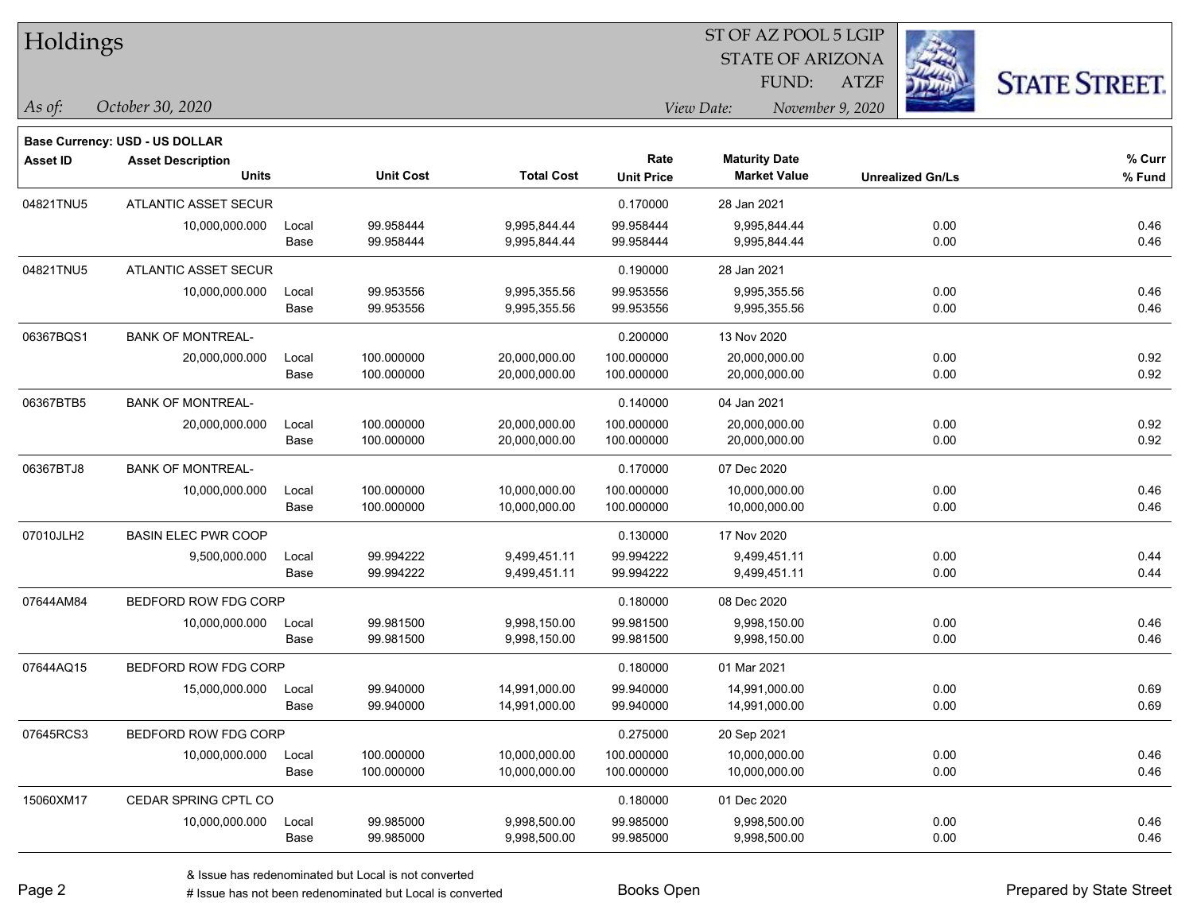# Holdings

ST OF AZ POOL 5 LGIP
STATE OF ARIZONA
FUND: ATZF

*As of:* *October 30, 2020*
*View Date:* *November 9, 2020*

**Base Currency: USD - US DOLLAR**

| Asset ID | Asset Description / Units | | Unit Cost | Total Cost | Rate / Unit Price | Maturity Date / Market Value | Unrealized Gn/Ls | % Curr / % Fund |
|---|---|---|---|---|---|---|---|---|
| 04821TNU5 | ATLANTIC ASSET SECUR | | | | 0.170000 | 28 Jan 2021 | | |
| | 10,000,000.000 | Local | 99.958444 | 9,995,844.44 | 99.958444 | 9,995,844.44 | 0.00 | 0.46 |
| | | Base | 99.958444 | 9,995,844.44 | 99.958444 | 9,995,844.44 | 0.00 | 0.46 |
| 04821TNU5 | ATLANTIC ASSET SECUR | | | | 0.190000 | 28 Jan 2021 | | |
| | 10,000,000.000 | Local | 99.953556 | 9,995,355.56 | 99.953556 | 9,995,355.56 | 0.00 | 0.46 |
| | | Base | 99.953556 | 9,995,355.56 | 99.953556 | 9,995,355.56 | 0.00 | 0.46 |
| 06367BQS1 | BANK OF MONTREAL- | | | | 0.200000 | 13 Nov 2020 | | |
| | 20,000,000.000 | Local | 100.000000 | 20,000,000.00 | 100.000000 | 20,000,000.00 | 0.00 | 0.92 |
| | | Base | 100.000000 | 20,000,000.00 | 100.000000 | 20,000,000.00 | 0.00 | 0.92 |
| 06367BTB5 | BANK OF MONTREAL- | | | | 0.140000 | 04 Jan 2021 | | |
| | 20,000,000.000 | Local | 100.000000 | 20,000,000.00 | 100.000000 | 20,000,000.00 | 0.00 | 0.92 |
| | | Base | 100.000000 | 20,000,000.00 | 100.000000 | 20,000,000.00 | 0.00 | 0.92 |
| 06367BTJ8 | BANK OF MONTREAL- | | | | 0.170000 | 07 Dec 2020 | | |
| | 10,000,000.000 | Local | 100.000000 | 10,000,000.00 | 100.000000 | 10,000,000.00 | 0.00 | 0.46 |
| | | Base | 100.000000 | 10,000,000.00 | 100.000000 | 10,000,000.00 | 0.00 | 0.46 |
| 07010JLH2 | BASIN ELEC PWR COOP | | | | 0.130000 | 17 Nov 2020 | | |
| | 9,500,000.000 | Local | 99.994222 | 9,499,451.11 | 99.994222 | 9,499,451.11 | 0.00 | 0.44 |
| | | Base | 99.994222 | 9,499,451.11 | 99.994222 | 9,499,451.11 | 0.00 | 0.44 |
| 07644AM84 | BEDFORD ROW FDG CORP | | | | 0.180000 | 08 Dec 2020 | | |
| | 10,000,000.000 | Local | 99.981500 | 9,998,150.00 | 99.981500 | 9,998,150.00 | 0.00 | 0.46 |
| | | Base | 99.981500 | 9,998,150.00 | 99.981500 | 9,998,150.00 | 0.00 | 0.46 |
| 07644AQ15 | BEDFORD ROW FDG CORP | | | | 0.180000 | 01 Mar 2021 | | |
| | 15,000,000.000 | Local | 99.940000 | 14,991,000.00 | 99.940000 | 14,991,000.00 | 0.00 | 0.69 |
| | | Base | 99.940000 | 14,991,000.00 | 99.940000 | 14,991,000.00 | 0.00 | 0.69 |
| 07645RCS3 | BEDFORD ROW FDG CORP | | | | 0.275000 | 20 Sep 2021 | | |
| | 10,000,000.000 | Local | 100.000000 | 10,000,000.00 | 100.000000 | 10,000,000.00 | 0.00 | 0.46 |
| | | Base | 100.000000 | 10,000,000.00 | 100.000000 | 10,000,000.00 | 0.00 | 0.46 |
| 15060XM17 | CEDAR SPRING CPTL CO | | | | 0.180000 | 01 Dec 2020 | | |
| | 10,000,000.000 | Local | 99.985000 | 9,998,500.00 | 99.985000 | 9,998,500.00 | 0.00 | 0.46 |
| | | Base | 99.985000 | 9,998,500.00 | 99.985000 | 9,998,500.00 | 0.00 | 0.46 |

& Issue has redenominated but Local is not converted
# Issue has not been redenominated but Local is converted

Books Open

Prepared by State Street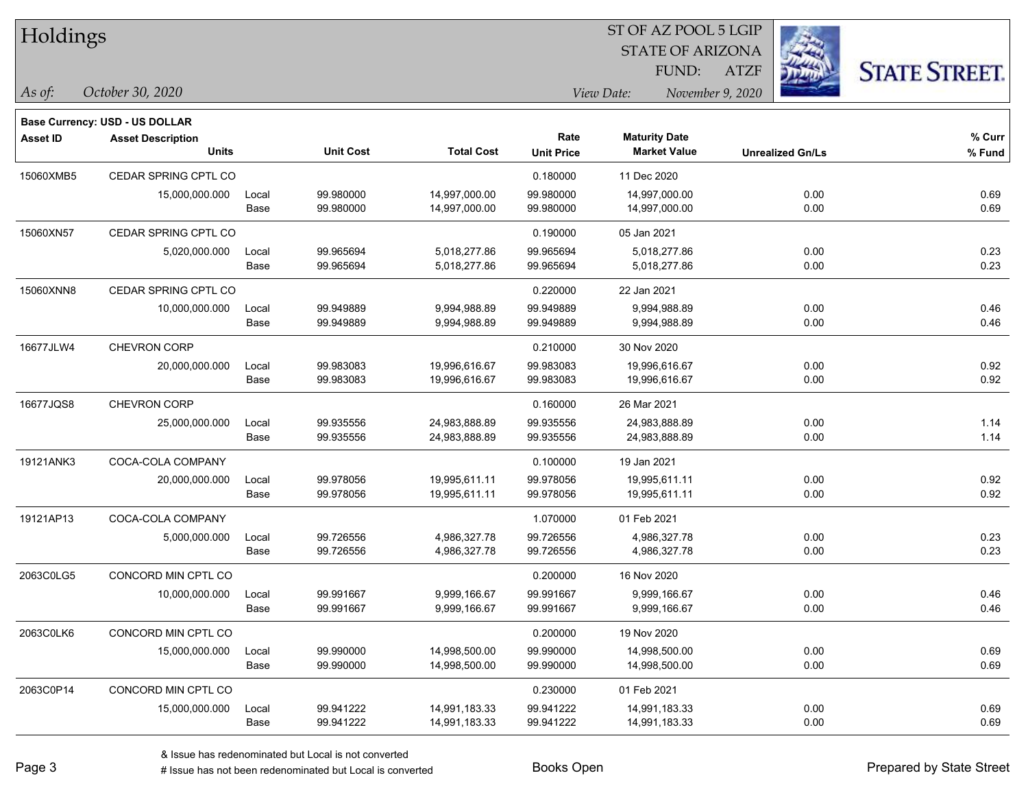# Holdings

ST OF AZ POOL 5 LGIP
STATE OF ARIZONA
FUND: ATZF

*As of:* *October 30, 2020*
*View Date:* *November 9, 2020*

**Base Currency: USD - US DOLLAR**

| Asset ID | Asset Description / Units | | Unit Cost | Total Cost | Rate / Unit Price | Maturity Date / Market Value | Unrealized Gn/Ls | % Curr / % Fund |
|---|---|---|---|---|---|---|---|---|
| 15060XMB5 | CEDAR SPRING CPTL CO | | | | 0.180000 | 11 Dec 2020 | | |
| | 15,000,000.000 | Local | 99.980000 | 14,997,000.00 | 99.980000 | 14,997,000.00 | 0.00 | 0.69 |
| | | Base | 99.980000 | 14,997,000.00 | 99.980000 | 14,997,000.00 | 0.00 | 0.69 |
| 15060XN57 | CEDAR SPRING CPTL CO | | | | 0.190000 | 05 Jan 2021 | | |
| | 5,020,000.000 | Local | 99.965694 | 5,018,277.86 | 99.965694 | 5,018,277.86 | 0.00 | 0.23 |
| | | Base | 99.965694 | 5,018,277.86 | 99.965694 | 5,018,277.86 | 0.00 | 0.23 |
| 15060XNN8 | CEDAR SPRING CPTL CO | | | | 0.220000 | 22 Jan 2021 | | |
| | 10,000,000.000 | Local | 99.949889 | 9,994,988.89 | 99.949889 | 9,994,988.89 | 0.00 | 0.46 |
| | | Base | 99.949889 | 9,994,988.89 | 99.949889 | 9,994,988.89 | 0.00 | 0.46 |
| 16677JLW4 | CHEVRON CORP | | | | 0.210000 | 30 Nov 2020 | | |
| | 20,000,000.000 | Local | 99.983083 | 19,996,616.67 | 99.983083 | 19,996,616.67 | 0.00 | 0.92 |
| | | Base | 99.983083 | 19,996,616.67 | 99.983083 | 19,996,616.67 | 0.00 | 0.92 |
| 16677JQS8 | CHEVRON CORP | | | | 0.160000 | 26 Mar 2021 | | |
| | 25,000,000.000 | Local | 99.935556 | 24,983,888.89 | 99.935556 | 24,983,888.89 | 0.00 | 1.14 |
| | | Base | 99.935556 | 24,983,888.89 | 99.935556 | 24,983,888.89 | 0.00 | 1.14 |
| 19121ANK3 | COCA-COLA COMPANY | | | | 0.100000 | 19 Jan 2021 | | |
| | 20,000,000.000 | Local | 99.978056 | 19,995,611.11 | 99.978056 | 19,995,611.11 | 0.00 | 0.92 |
| | | Base | 99.978056 | 19,995,611.11 | 99.978056 | 19,995,611.11 | 0.00 | 0.92 |
| 19121AP13 | COCA-COLA COMPANY | | | | 1.070000 | 01 Feb 2021 | | |
| | 5,000,000.000 | Local | 99.726556 | 4,986,327.78 | 99.726556 | 4,986,327.78 | 0.00 | 0.23 |
| | | Base | 99.726556 | 4,986,327.78 | 99.726556 | 4,986,327.78 | 0.00 | 0.23 |
| 2063C0LG5 | CONCORD MIN CPTL CO | | | | 0.200000 | 16 Nov 2020 | | |
| | 10,000,000.000 | Local | 99.991667 | 9,999,166.67 | 99.991667 | 9,999,166.67 | 0.00 | 0.46 |
| | | Base | 99.991667 | 9,999,166.67 | 99.991667 | 9,999,166.67 | 0.00 | 0.46 |
| 2063C0LK6 | CONCORD MIN CPTL CO | | | | 0.200000 | 19 Nov 2020 | | |
| | 15,000,000.000 | Local | 99.990000 | 14,998,500.00 | 99.990000 | 14,998,500.00 | 0.00 | 0.69 |
| | | Base | 99.990000 | 14,998,500.00 | 99.990000 | 14,998,500.00 | 0.00 | 0.69 |
| 2063C0P14 | CONCORD MIN CPTL CO | | | | 0.230000 | 01 Feb 2021 | | |
| | 15,000,000.000 | Local | 99.941222 | 14,991,183.33 | 99.941222 | 14,991,183.33 | 0.00 | 0.69 |
| | | Base | 99.941222 | 14,991,183.33 | 99.941222 | 14,991,183.33 | 0.00 | 0.69 |

& Issue has redenominated but Local is not converted
# Issue has not been redenominated but Local is converted

Books Open

Prepared by State Street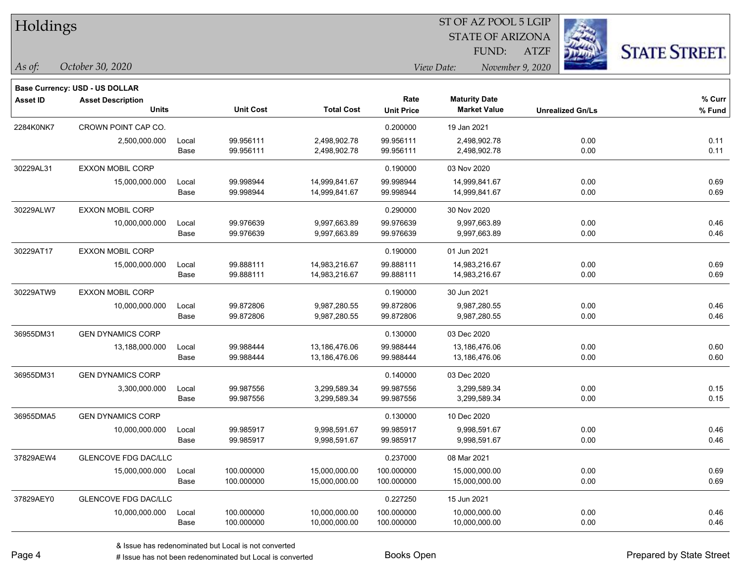# Holdings

ST OF AZ POOL 5 LGIP
STATE OF ARIZONA
FUND: ATZF

*As of:* *October 30, 2020*

*View Date:* *November 9, 2020*

**Base Currency: USD - US DOLLAR**

| Asset ID | Asset Description / Units | | Unit Cost | Total Cost | Rate / Unit Price | Maturity Date / Market Value | Unrealized Gn/Ls | % Curr / % Fund |
|---|---|---|---|---|---|---|---|---|
| 2284K0NK7 | CROWN POINT CAP CO. | | | | 0.200000 | 19 Jan 2021 | | |
| | 2,500,000.000 | Local | 99.956111 | 2,498,902.78 | 99.956111 | 2,498,902.78 | 0.00 | 0.11 |
| | | Base | 99.956111 | 2,498,902.78 | 99.956111 | 2,498,902.78 | 0.00 | 0.11 |
| 30229AL31 | EXXON MOBIL CORP | | | | 0.190000 | 03 Nov 2020 | | |
| | 15,000,000.000 | Local | 99.998944 | 14,999,841.67 | 99.998944 | 14,999,841.67 | 0.00 | 0.69 |
| | | Base | 99.998944 | 14,999,841.67 | 99.998944 | 14,999,841.67 | 0.00 | 0.69 |
| 30229ALW7 | EXXON MOBIL CORP | | | | 0.290000 | 30 Nov 2020 | | |
| | 10,000,000.000 | Local | 99.976639 | 9,997,663.89 | 99.976639 | 9,997,663.89 | 0.00 | 0.46 |
| | | Base | 99.976639 | 9,997,663.89 | 99.976639 | 9,997,663.89 | 0.00 | 0.46 |
| 30229AT17 | EXXON MOBIL CORP | | | | 0.190000 | 01 Jun 2021 | | |
| | 15,000,000.000 | Local | 99.888111 | 14,983,216.67 | 99.888111 | 14,983,216.67 | 0.00 | 0.69 |
| | | Base | 99.888111 | 14,983,216.67 | 99.888111 | 14,983,216.67 | 0.00 | 0.69 |
| 30229ATW9 | EXXON MOBIL CORP | | | | 0.190000 | 30 Jun 2021 | | |
| | 10,000,000.000 | Local | 99.872806 | 9,987,280.55 | 99.872806 | 9,987,280.55 | 0.00 | 0.46 |
| | | Base | 99.872806 | 9,987,280.55 | 99.872806 | 9,987,280.55 | 0.00 | 0.46 |
| 36955DM31 | GEN DYNAMICS CORP | | | | 0.130000 | 03 Dec 2020 | | |
| | 13,188,000.000 | Local | 99.988444 | 13,186,476.06 | 99.988444 | 13,186,476.06 | 0.00 | 0.60 |
| | | Base | 99.988444 | 13,186,476.06 | 99.988444 | 13,186,476.06 | 0.00 | 0.60 |
| 36955DM31 | GEN DYNAMICS CORP | | | | 0.140000 | 03 Dec 2020 | | |
| | 3,300,000.000 | Local | 99.987556 | 3,299,589.34 | 99.987556 | 3,299,589.34 | 0.00 | 0.15 |
| | | Base | 99.987556 | 3,299,589.34 | 99.987556 | 3,299,589.34 | 0.00 | 0.15 |
| 36955DMA5 | GEN DYNAMICS CORP | | | | 0.130000 | 10 Dec 2020 | | |
| | 10,000,000.000 | Local | 99.985917 | 9,998,591.67 | 99.985917 | 9,998,591.67 | 0.00 | 0.46 |
| | | Base | 99.985917 | 9,998,591.67 | 99.985917 | 9,998,591.67 | 0.00 | 0.46 |
| 37829AEW4 | GLENCOVE FDG DAC/LLC | | | | 0.237000 | 08 Mar 2021 | | |
| | 15,000,000.000 | Local | 100.000000 | 15,000,000.00 | 100.000000 | 15,000,000.00 | 0.00 | 0.69 |
| | | Base | 100.000000 | 15,000,000.00 | 100.000000 | 15,000,000.00 | 0.00 | 0.69 |
| 37829AEY0 | GLENCOVE FDG DAC/LLC | | | | 0.227250 | 15 Jun 2021 | | |
| | 10,000,000.000 | Local | 100.000000 | 10,000,000.00 | 100.000000 | 10,000,000.00 | 0.00 | 0.46 |
| | | Base | 100.000000 | 10,000,000.00 | 100.000000 | 10,000,000.00 | 0.00 | 0.46 |

& Issue has redenominated but Local is not converted
# Issue has not been redenominated but Local is converted

Books Open

Prepared by State Street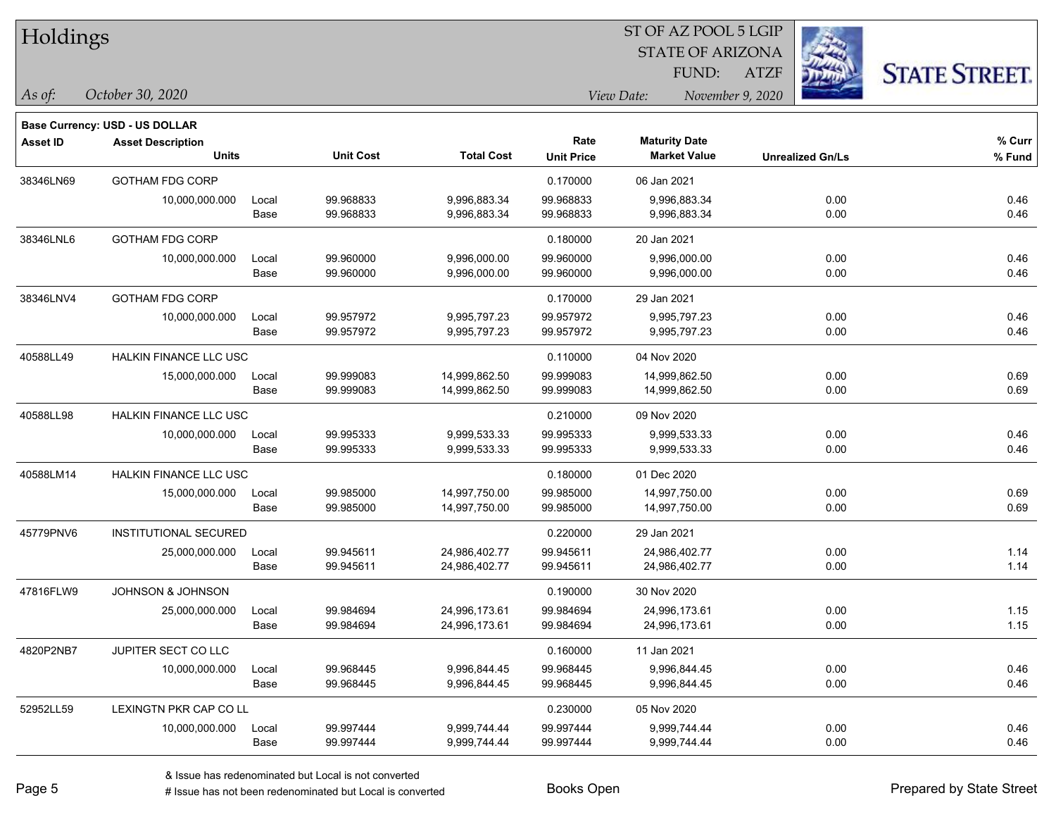# Holdings

ST OF AZ POOL 5 LGIP
STATE OF ARIZONA
FUND: ATZF

*As of:* *October 30, 2020*
*View Date:* *November 9, 2020*

**Base Currency: USD - US DOLLAR**

| Asset ID | Asset Description / Units | | Unit Cost | Total Cost | Rate / Unit Price | Maturity Date / Market Value | Unrealized Gn/Ls | % Curr / % Fund |
|---|---|---|---|---|---|---|---|---|
| 38346LN69 | GOTHAM FDG CORP | | | | 0.170000 | 06 Jan 2021 | | |
| | 10,000,000.000 | Local | 99.968833 | 9,996,883.34 | 99.968833 | 9,996,883.34 | 0.00 | 0.46 |
| | | Base | 99.968833 | 9,996,883.34 | 99.968833 | 9,996,883.34 | 0.00 | 0.46 |
| 38346LNL6 | GOTHAM FDG CORP | | | | 0.180000 | 20 Jan 2021 | | |
| | 10,000,000.000 | Local | 99.960000 | 9,996,000.00 | 99.960000 | 9,996,000.00 | 0.00 | 0.46 |
| | | Base | 99.960000 | 9,996,000.00 | 99.960000 | 9,996,000.00 | 0.00 | 0.46 |
| 38346LNV4 | GOTHAM FDG CORP | | | | 0.170000 | 29 Jan 2021 | | |
| | 10,000,000.000 | Local | 99.957972 | 9,995,797.23 | 99.957972 | 9,995,797.23 | 0.00 | 0.46 |
| | | Base | 99.957972 | 9,995,797.23 | 99.957972 | 9,995,797.23 | 0.00 | 0.46 |
| 40588LL49 | HALKIN FINANCE LLC USC | | | | 0.110000 | 04 Nov 2020 | | |
| | 15,000,000.000 | Local | 99.999083 | 14,999,862.50 | 99.999083 | 14,999,862.50 | 0.00 | 0.69 |
| | | Base | 99.999083 | 14,999,862.50 | 99.999083 | 14,999,862.50 | 0.00 | 0.69 |
| 40588LL98 | HALKIN FINANCE LLC USC | | | | 0.210000 | 09 Nov 2020 | | |
| | 10,000,000.000 | Local | 99.995333 | 9,999,533.33 | 99.995333 | 9,999,533.33 | 0.00 | 0.46 |
| | | Base | 99.995333 | 9,999,533.33 | 99.995333 | 9,999,533.33 | 0.00 | 0.46 |
| 40588LM14 | HALKIN FINANCE LLC USC | | | | 0.180000 | 01 Dec 2020 | | |
| | 15,000,000.000 | Local | 99.985000 | 14,997,750.00 | 99.985000 | 14,997,750.00 | 0.00 | 0.69 |
| | | Base | 99.985000 | 14,997,750.00 | 99.985000 | 14,997,750.00 | 0.00 | 0.69 |
| 45779PNV6 | INSTITUTIONAL SECURED | | | | 0.220000 | 29 Jan 2021 | | |
| | 25,000,000.000 | Local | 99.945611 | 24,986,402.77 | 99.945611 | 24,986,402.77 | 0.00 | 1.14 |
| | | Base | 99.945611 | 24,986,402.77 | 99.945611 | 24,986,402.77 | 0.00 | 1.14 |
| 47816FLW9 | JOHNSON & JOHNSON | | | | 0.190000 | 30 Nov 2020 | | |
| | 25,000,000.000 | Local | 99.984694 | 24,996,173.61 | 99.984694 | 24,996,173.61 | 0.00 | 1.15 |
| | | Base | 99.984694 | 24,996,173.61 | 99.984694 | 24,996,173.61 | 0.00 | 1.15 |
| 4820P2NB7 | JUPITER SECT CO LLC | | | | 0.160000 | 11 Jan 2021 | | |
| | 10,000,000.000 | Local | 99.968445 | 9,996,844.45 | 99.968445 | 9,996,844.45 | 0.00 | 0.46 |
| | | Base | 99.968445 | 9,996,844.45 | 99.968445 | 9,996,844.45 | 0.00 | 0.46 |
| 52952LL59 | LEXINGTN PKR CAP CO LL | | | | 0.230000 | 05 Nov 2020 | | |
| | 10,000,000.000 | Local | 99.997444 | 9,999,744.44 | 99.997444 | 9,999,744.44 | 0.00 | 0.46 |
| | | Base | 99.997444 | 9,999,744.44 | 99.997444 | 9,999,744.44 | 0.00 | 0.46 |

& Issue has redenominated but Local is not converted
# Issue has not been redenominated but Local is converted

Books Open

Prepared by State Street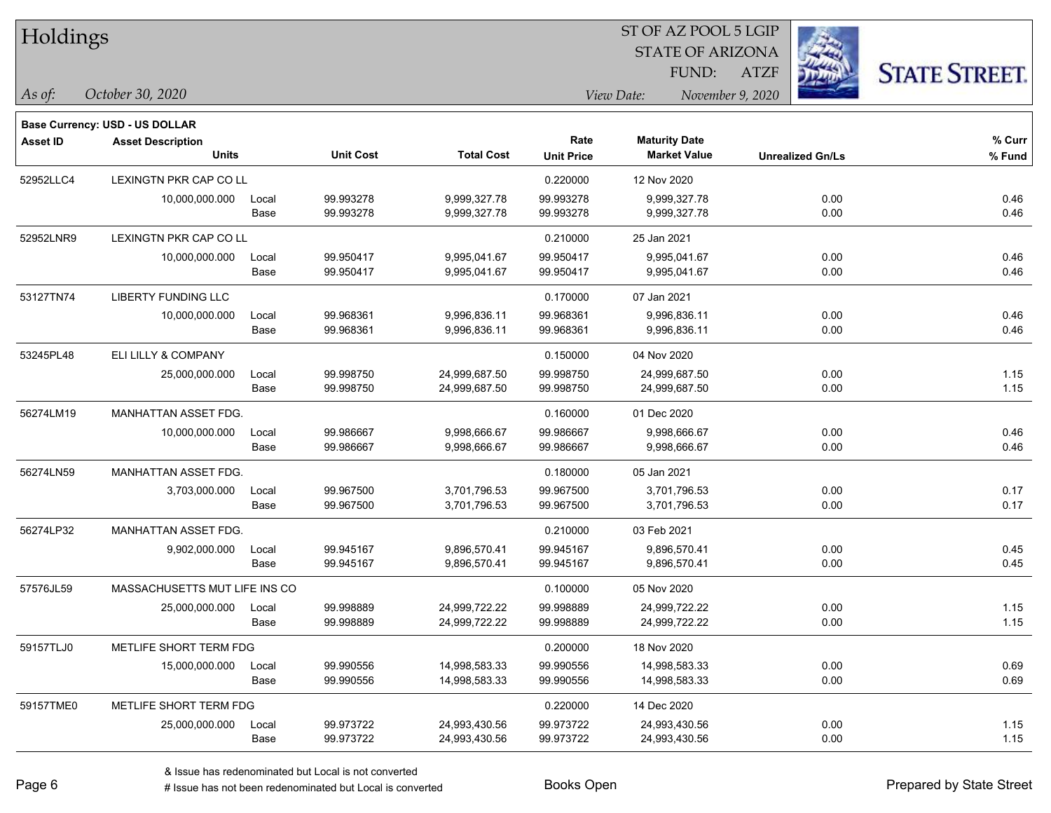# Holdings

ST OF AZ POOL 5 LGIP
STATE OF ARIZONA
FUND: ATZF

*As of:* *October 30, 2020*

*View Date:* *November 9, 2020*

**Base Currency: USD - US DOLLAR**

| Asset ID | Asset Description / Units | | Unit Cost | Total Cost | Rate / Unit Price | Maturity Date / Market Value | Unrealized Gn/Ls | % Curr / % Fund |
|---|---|---|---|---|---|---|---|---|
| 52952LLC4 | LEXINGTN PKR CAP CO LL | | | | 0.220000 | 12 Nov 2020 | | |
| | 10,000,000.000 | Local | 99.993278 | 9,999,327.78 | 99.993278 | 9,999,327.78 | 0.00 | 0.46 |
| | | Base | 99.993278 | 9,999,327.78 | 99.993278 | 9,999,327.78 | 0.00 | 0.46 |
| 52952LNR9 | LEXINGTN PKR CAP CO LL | | | | 0.210000 | 25 Jan 2021 | | |
| | 10,000,000.000 | Local | 99.950417 | 9,995,041.67 | 99.950417 | 9,995,041.67 | 0.00 | 0.46 |
| | | Base | 99.950417 | 9,995,041.67 | 99.950417 | 9,995,041.67 | 0.00 | 0.46 |
| 53127TN74 | LIBERTY FUNDING LLC | | | | 0.170000 | 07 Jan 2021 | | |
| | 10,000,000.000 | Local | 99.968361 | 9,996,836.11 | 99.968361 | 9,996,836.11 | 0.00 | 0.46 |
| | | Base | 99.968361 | 9,996,836.11 | 99.968361 | 9,996,836.11 | 0.00 | 0.46 |
| 53245PL48 | ELI LILLY & COMPANY | | | | 0.150000 | 04 Nov 2020 | | |
| | 25,000,000.000 | Local | 99.998750 | 24,999,687.50 | 99.998750 | 24,999,687.50 | 0.00 | 1.15 |
| | | Base | 99.998750 | 24,999,687.50 | 99.998750 | 24,999,687.50 | 0.00 | 1.15 |
| 56274LM19 | MANHATTAN ASSET FDG. | | | | 0.160000 | 01 Dec 2020 | | |
| | 10,000,000.000 | Local | 99.986667 | 9,998,666.67 | 99.986667 | 9,998,666.67 | 0.00 | 0.46 |
| | | Base | 99.986667 | 9,998,666.67 | 99.986667 | 9,998,666.67 | 0.00 | 0.46 |
| 56274LN59 | MANHATTAN ASSET FDG. | | | | 0.180000 | 05 Jan 2021 | | |
| | 3,703,000.000 | Local | 99.967500 | 3,701,796.53 | 99.967500 | 3,701,796.53 | 0.00 | 0.17 |
| | | Base | 99.967500 | 3,701,796.53 | 99.967500 | 3,701,796.53 | 0.00 | 0.17 |
| 56274LP32 | MANHATTAN ASSET FDG. | | | | 0.210000 | 03 Feb 2021 | | |
| | 9,902,000.000 | Local | 99.945167 | 9,896,570.41 | 99.945167 | 9,896,570.41 | 0.00 | 0.45 |
| | | Base | 99.945167 | 9,896,570.41 | 99.945167 | 9,896,570.41 | 0.00 | 0.45 |
| 57576JL59 | MASSACHUSETTS MUT LIFE INS CO | | | | 0.100000 | 05 Nov 2020 | | |
| | 25,000,000.000 | Local | 99.998889 | 24,999,722.22 | 99.998889 | 24,999,722.22 | 0.00 | 1.15 |
| | | Base | 99.998889 | 24,999,722.22 | 99.998889 | 24,999,722.22 | 0.00 | 1.15 |
| 59157TLJ0 | METLIFE SHORT TERM FDG | | | | 0.200000 | 18 Nov 2020 | | |
| | 15,000,000.000 | Local | 99.990556 | 14,998,583.33 | 99.990556 | 14,998,583.33 | 0.00 | 0.69 |
| | | Base | 99.990556 | 14,998,583.33 | 99.990556 | 14,998,583.33 | 0.00 | 0.69 |
| 59157TME0 | METLIFE SHORT TERM FDG | | | | 0.220000 | 14 Dec 2020 | | |
| | 25,000,000.000 | Local | 99.973722 | 24,993,430.56 | 99.973722 | 24,993,430.56 | 0.00 | 1.15 |
| | | Base | 99.973722 | 24,993,430.56 | 99.973722 | 24,993,430.56 | 0.00 | 1.15 |

& Issue has redenominated but Local is not converted
# Issue has not been redenominated but Local is converted

Books Open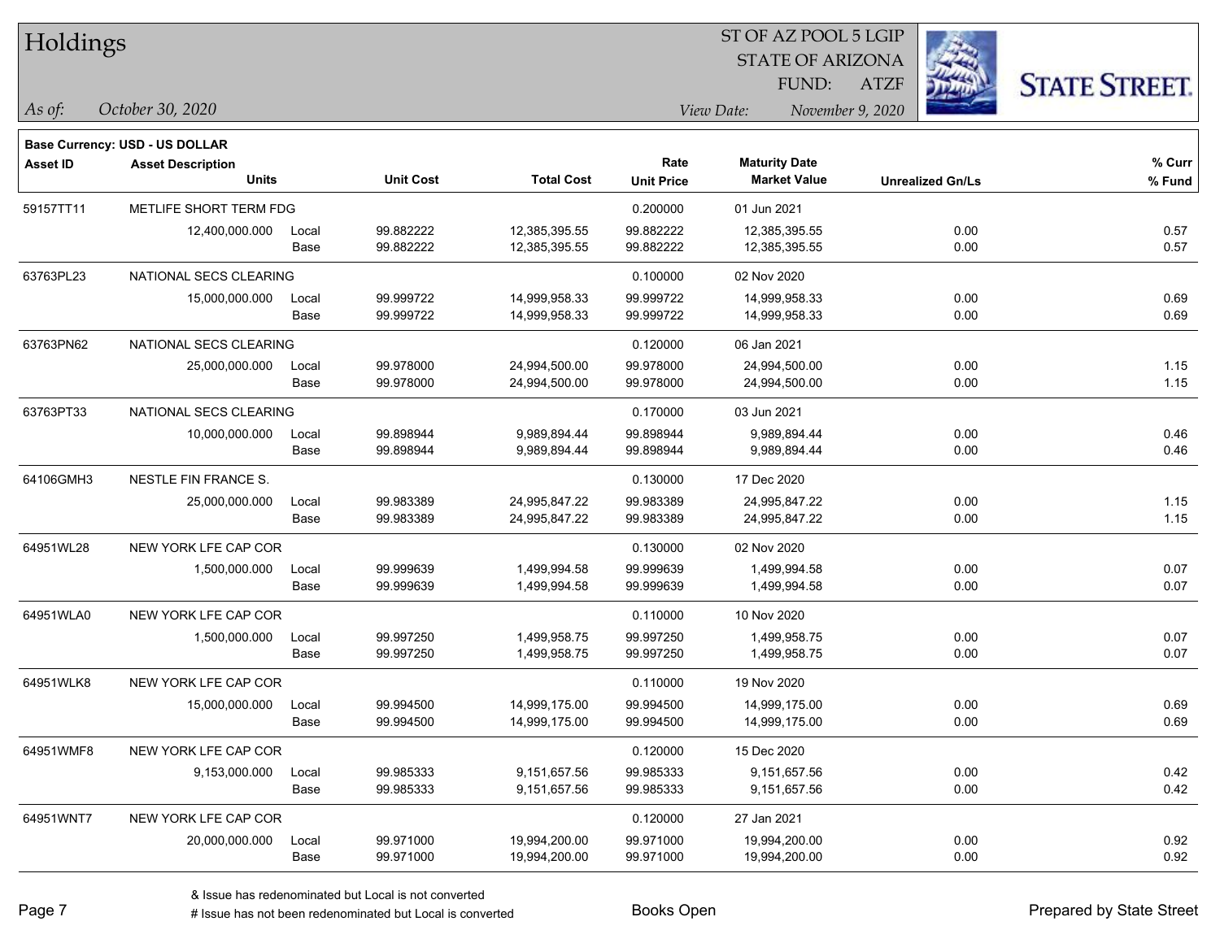# Holdings

ST OF AZ POOL 5 LGIP
STATE OF ARIZONA
FUND: ATZF

*As of:* *October 30, 2020*

*View Date:* *November 9, 2020*

**Base Currency: USD - US DOLLAR**

| Asset ID | Asset Description / Units | | Unit Cost | Total Cost | Rate / Unit Price | Maturity Date / Market Value | Unrealized Gn/Ls | % Curr / % Fund |
|---|---|---|---|---|---|---|---|---|
| 59157TT11 | METLIFE SHORT TERM FDG | | | | 0.200000 | 01 Jun 2021 | | |
| | 12,400,000.000 | Local | 99.882222 | 12,385,395.55 | 99.882222 | 12,385,395.55 | 0.00 | 0.57 |
| | | Base | 99.882222 | 12,385,395.55 | 99.882222 | 12,385,395.55 | 0.00 | 0.57 |
| 63763PL23 | NATIONAL SECS CLEARING | | | | 0.100000 | 02 Nov 2020 | | |
| | 15,000,000.000 | Local | 99.999722 | 14,999,958.33 | 99.999722 | 14,999,958.33 | 0.00 | 0.69 |
| | | Base | 99.999722 | 14,999,958.33 | 99.999722 | 14,999,958.33 | 0.00 | 0.69 |
| 63763PN62 | NATIONAL SECS CLEARING | | | | 0.120000 | 06 Jan 2021 | | |
| | 25,000,000.000 | Local | 99.978000 | 24,994,500.00 | 99.978000 | 24,994,500.00 | 0.00 | 1.15 |
| | | Base | 99.978000 | 24,994,500.00 | 99.978000 | 24,994,500.00 | 0.00 | 1.15 |
| 63763PT33 | NATIONAL SECS CLEARING | | | | 0.170000 | 03 Jun 2021 | | |
| | 10,000,000.000 | Local | 99.898944 | 9,989,894.44 | 99.898944 | 9,989,894.44 | 0.00 | 0.46 |
| | | Base | 99.898944 | 9,989,894.44 | 99.898944 | 9,989,894.44 | 0.00 | 0.46 |
| 64106GMH3 | NESTLE FIN FRANCE S. | | | | 0.130000 | 17 Dec 2020 | | |
| | 25,000,000.000 | Local | 99.983389 | 24,995,847.22 | 99.983389 | 24,995,847.22 | 0.00 | 1.15 |
| | | Base | 99.983389 | 24,995,847.22 | 99.983389 | 24,995,847.22 | 0.00 | 1.15 |
| 64951WL28 | NEW YORK LFE CAP COR | | | | 0.130000 | 02 Nov 2020 | | |
| | 1,500,000.000 | Local | 99.999639 | 1,499,994.58 | 99.999639 | 1,499,994.58 | 0.00 | 0.07 |
| | | Base | 99.999639 | 1,499,994.58 | 99.999639 | 1,499,994.58 | 0.00 | 0.07 |
| 64951WLA0 | NEW YORK LFE CAP COR | | | | 0.110000 | 10 Nov 2020 | | |
| | 1,500,000.000 | Local | 99.997250 | 1,499,958.75 | 99.997250 | 1,499,958.75 | 0.00 | 0.07 |
| | | Base | 99.997250 | 1,499,958.75 | 99.997250 | 1,499,958.75 | 0.00 | 0.07 |
| 64951WLK8 | NEW YORK LFE CAP COR | | | | 0.110000 | 19 Nov 2020 | | |
| | 15,000,000.000 | Local | 99.994500 | 14,999,175.00 | 99.994500 | 14,999,175.00 | 0.00 | 0.69 |
| | | Base | 99.994500 | 14,999,175.00 | 99.994500 | 14,999,175.00 | 0.00 | 0.69 |
| 64951WMF8 | NEW YORK LFE CAP COR | | | | 0.120000 | 15 Dec 2020 | | |
| | 9,153,000.000 | Local | 99.985333 | 9,151,657.56 | 99.985333 | 9,151,657.56 | 0.00 | 0.42 |
| | | Base | 99.985333 | 9,151,657.56 | 99.985333 | 9,151,657.56 | 0.00 | 0.42 |
| 64951WNT7 | NEW YORK LFE CAP COR | | | | 0.120000 | 27 Jan 2021 | | |
| | 20,000,000.000 | Local | 99.971000 | 19,994,200.00 | 99.971000 | 19,994,200.00 | 0.00 | 0.92 |
| | | Base | 99.971000 | 19,994,200.00 | 99.971000 | 19,994,200.00 | 0.00 | 0.92 |

& Issue has redenominated but Local is not converted
# Issue has not been redenominated but Local is converted

Books Open

Prepared by State Street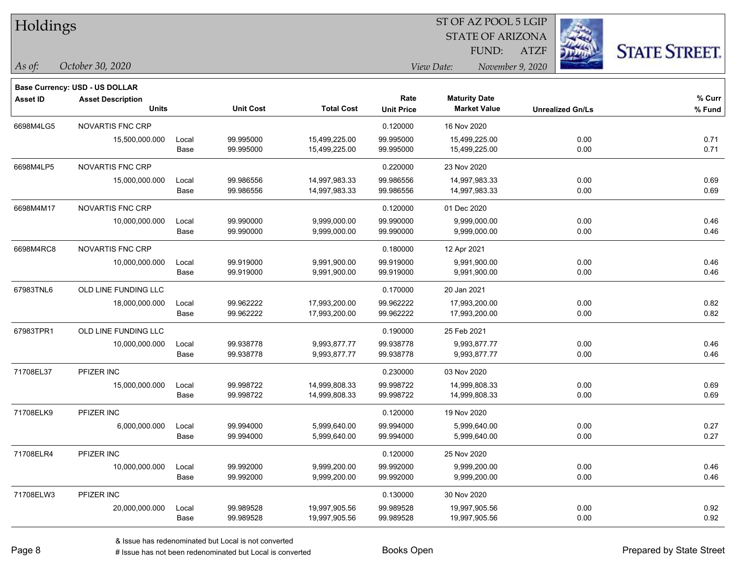# Holdings

ST OF AZ POOL 5 LGIP
STATE OF ARIZONA
FUND: ATZF

*As of:* *October 30, 2020*

*View Date:* *November 9, 2020*

STATE STREET.

**Base Currency: USD - US DOLLAR**

| Asset ID | Asset Description / Units | | Unit Cost | Total Cost | Rate / Unit Price | Maturity Date / Market Value | Unrealized Gn/Ls | % Curr / % Fund |
|---|---|---|---|---|---|---|---|---|
| 6698M4LG5 | NOVARTIS FNC CRP | | | | 0.120000 | 16 Nov 2020 | | |
| | 15,500,000.000 | Local | 99.995000 | 15,499,225.00 | 99.995000 | 15,499,225.00 | 0.00 | 0.71 |
| | | Base | 99.995000 | 15,499,225.00 | 99.995000 | 15,499,225.00 | 0.00 | 0.71 |
| 6698M4LP5 | NOVARTIS FNC CRP | | | | 0.220000 | 23 Nov 2020 | | |
| | 15,000,000.000 | Local | 99.986556 | 14,997,983.33 | 99.986556 | 14,997,983.33 | 0.00 | 0.69 |
| | | Base | 99.986556 | 14,997,983.33 | 99.986556 | 14,997,983.33 | 0.00 | 0.69 |
| 6698M4M17 | NOVARTIS FNC CRP | | | | 0.120000 | 01 Dec 2020 | | |
| | 10,000,000.000 | Local | 99.990000 | 9,999,000.00 | 99.990000 | 9,999,000.00 | 0.00 | 0.46 |
| | | Base | 99.990000 | 9,999,000.00 | 99.990000 | 9,999,000.00 | 0.00 | 0.46 |
| 6698M4RC8 | NOVARTIS FNC CRP | | | | 0.180000 | 12 Apr 2021 | | |
| | 10,000,000.000 | Local | 99.919000 | 9,991,900.00 | 99.919000 | 9,991,900.00 | 0.00 | 0.46 |
| | | Base | 99.919000 | 9,991,900.00 | 99.919000 | 9,991,900.00 | 0.00 | 0.46 |
| 67983TNL6 | OLD LINE FUNDING LLC | | | | 0.170000 | 20 Jan 2021 | | |
| | 18,000,000.000 | Local | 99.962222 | 17,993,200.00 | 99.962222 | 17,993,200.00 | 0.00 | 0.82 |
| | | Base | 99.962222 | 17,993,200.00 | 99.962222 | 17,993,200.00 | 0.00 | 0.82 |
| 67983TPR1 | OLD LINE FUNDING LLC | | | | 0.190000 | 25 Feb 2021 | | |
| | 10,000,000.000 | Local | 99.938778 | 9,993,877.77 | 99.938778 | 9,993,877.77 | 0.00 | 0.46 |
| | | Base | 99.938778 | 9,993,877.77 | 99.938778 | 9,993,877.77 | 0.00 | 0.46 |
| 71708EL37 | PFIZER INC | | | | 0.230000 | 03 Nov 2020 | | |
| | 15,000,000.000 | Local | 99.998722 | 14,999,808.33 | 99.998722 | 14,999,808.33 | 0.00 | 0.69 |
| | | Base | 99.998722 | 14,999,808.33 | 99.998722 | 14,999,808.33 | 0.00 | 0.69 |
| 71708ELK9 | PFIZER INC | | | | 0.120000 | 19 Nov 2020 | | |
| | 6,000,000.000 | Local | 99.994000 | 5,999,640.00 | 99.994000 | 5,999,640.00 | 0.00 | 0.27 |
| | | Base | 99.994000 | 5,999,640.00 | 99.994000 | 5,999,640.00 | 0.00 | 0.27 |
| 71708ELR4 | PFIZER INC | | | | 0.120000 | 25 Nov 2020 | | |
| | 10,000,000.000 | Local | 99.992000 | 9,999,200.00 | 99.992000 | 9,999,200.00 | 0.00 | 0.46 |
| | | Base | 99.992000 | 9,999,200.00 | 99.992000 | 9,999,200.00 | 0.00 | 0.46 |
| 71708ELW3 | PFIZER INC | | | | 0.130000 | 30 Nov 2020 | | |
| | 20,000,000.000 | Local | 99.989528 | 19,997,905.56 | 99.989528 | 19,997,905.56 | 0.00 | 0.92 |
| | | Base | 99.989528 | 19,997,905.56 | 99.989528 | 19,997,905.56 | 0.00 | 0.92 |

& Issue has redenominated but Local is not converted
# Issue has not been redenominated but Local is converted

Books Open

Prepared by State Street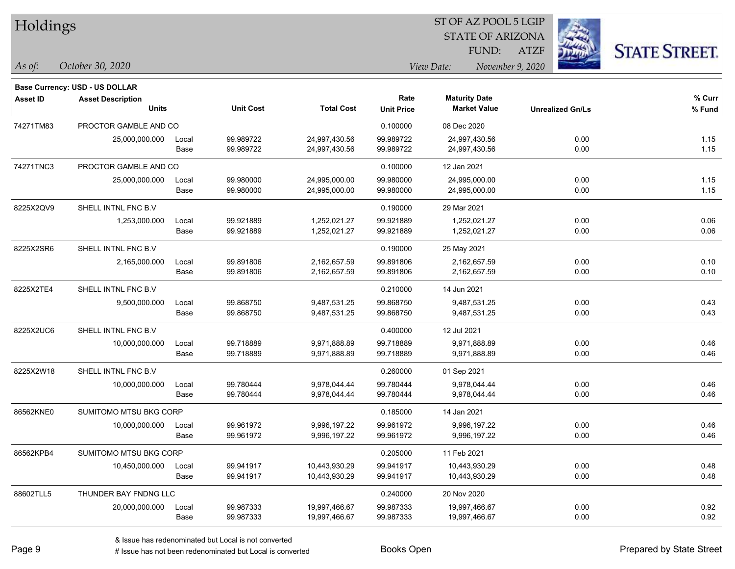# Holdings

ST OF AZ POOL 5 LGIP
STATE OF ARIZONA
FUND: ATZF

*As of:* *October 30, 2020*

*View Date:* *November 9, 2020*

**STATE STREET.**

**Base Currency: USD - US DOLLAR**

| Asset ID | Asset Description / Units | | Unit Cost | Total Cost | Rate / Unit Price | Maturity Date / Market Value | Unrealized Gn/Ls | % Curr / % Fund |
|---|---|---|---|---|---|---|---|---|
| 74271TM83 | PROCTOR GAMBLE AND CO | | | | 0.100000 | 08 Dec 2020 | | |
| | 25,000,000.000 | Local | 99.989722 | 24,997,430.56 | 99.989722 | 24,997,430.56 | 0.00 | 1.15 |
| | | Base | 99.989722 | 24,997,430.56 | 99.989722 | 24,997,430.56 | 0.00 | 1.15 |
| 74271TNC3 | PROCTOR GAMBLE AND CO | | | | 0.100000 | 12 Jan 2021 | | |
| | 25,000,000.000 | Local | 99.980000 | 24,995,000.00 | 99.980000 | 24,995,000.00 | 0.00 | 1.15 |
| | | Base | 99.980000 | 24,995,000.00 | 99.980000 | 24,995,000.00 | 0.00 | 1.15 |
| 8225X2QV9 | SHELL INTNL FNC B.V | | | | 0.190000 | 29 Mar 2021 | | |
| | 1,253,000.000 | Local | 99.921889 | 1,252,021.27 | 99.921889 | 1,252,021.27 | 0.00 | 0.06 |
| | | Base | 99.921889 | 1,252,021.27 | 99.921889 | 1,252,021.27 | 0.00 | 0.06 |
| 8225X2SR6 | SHELL INTNL FNC B.V | | | | 0.190000 | 25 May 2021 | | |
| | 2,165,000.000 | Local | 99.891806 | 2,162,657.59 | 99.891806 | 2,162,657.59 | 0.00 | 0.10 |
| | | Base | 99.891806 | 2,162,657.59 | 99.891806 | 2,162,657.59 | 0.00 | 0.10 |
| 8225X2TE4 | SHELL INTNL FNC B.V | | | | 0.210000 | 14 Jun 2021 | | |
| | 9,500,000.000 | Local | 99.868750 | 9,487,531.25 | 99.868750 | 9,487,531.25 | 0.00 | 0.43 |
| | | Base | 99.868750 | 9,487,531.25 | 99.868750 | 9,487,531.25 | 0.00 | 0.43 |
| 8225X2UC6 | SHELL INTNL FNC B.V | | | | 0.400000 | 12 Jul 2021 | | |
| | 10,000,000.000 | Local | 99.718889 | 9,971,888.89 | 99.718889 | 9,971,888.89 | 0.00 | 0.46 |
| | | Base | 99.718889 | 9,971,888.89 | 99.718889 | 9,971,888.89 | 0.00 | 0.46 |
| 8225X2W18 | SHELL INTNL FNC B.V | | | | 0.260000 | 01 Sep 2021 | | |
| | 10,000,000.000 | Local | 99.780444 | 9,978,044.44 | 99.780444 | 9,978,044.44 | 0.00 | 0.46 |
| | | Base | 99.780444 | 9,978,044.44 | 99.780444 | 9,978,044.44 | 0.00 | 0.46 |
| 86562KNE0 | SUMITOMO MTSU BKG CORP | | | | 0.185000 | 14 Jan 2021 | | |
| | 10,000,000.000 | Local | 99.961972 | 9,996,197.22 | 99.961972 | 9,996,197.22 | 0.00 | 0.46 |
| | | Base | 99.961972 | 9,996,197.22 | 99.961972 | 9,996,197.22 | 0.00 | 0.46 |
| 86562KPB4 | SUMITOMO MTSU BKG CORP | | | | 0.205000 | 11 Feb 2021 | | |
| | 10,450,000.000 | Local | 99.941917 | 10,443,930.29 | 99.941917 | 10,443,930.29 | 0.00 | 0.48 |
| | | Base | 99.941917 | 10,443,930.29 | 99.941917 | 10,443,930.29 | 0.00 | 0.48 |
| 88602TLL5 | THUNDER BAY FNDNG LLC | | | | 0.240000 | 20 Nov 2020 | | |
| | 20,000,000.000 | Local | 99.987333 | 19,997,466.67 | 99.987333 | 19,997,466.67 | 0.00 | 0.92 |
| | | Base | 99.987333 | 19,997,466.67 | 99.987333 | 19,997,466.67 | 0.00 | 0.92 |

& Issue has redenominated but Local is not converted
# Issue has not been redenominated but Local is converted

Books Open

Prepared by State Street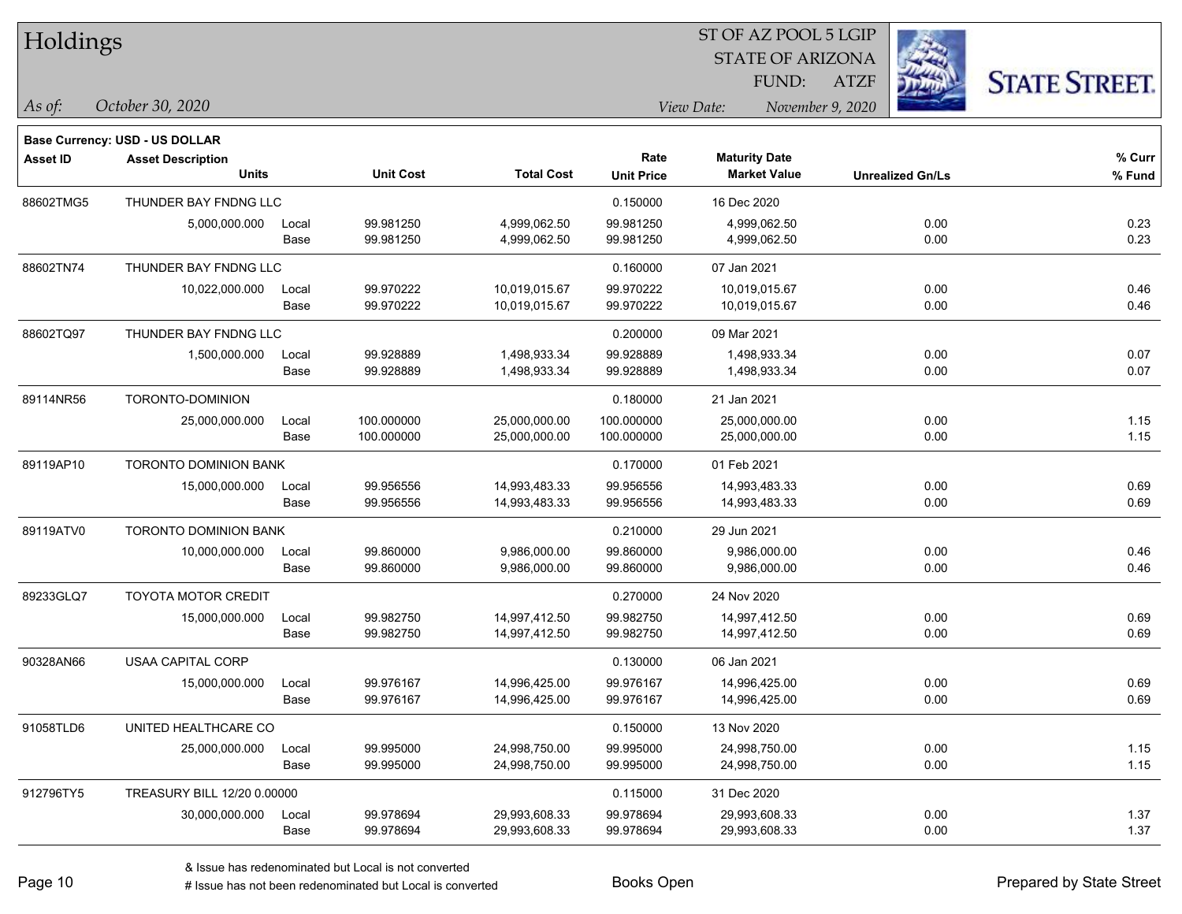# Holdings

ST OF AZ POOL 5 LGIP
STATE OF ARIZONA
FUND: ATZF

*As of:* *October 30, 2020*

*View Date:* *November 9, 2020*

**Base Currency: USD - US DOLLAR**

| Asset ID | Asset Description / Units | | Unit Cost | Total Cost | Rate / Unit Price | Maturity Date / Market Value | Unrealized Gn/Ls | % Curr / % Fund |
|---|---|---|---|---|---|---|---|---|
| 88602TMG5 | THUNDER BAY FNDNG LLC | | | | 0.150000 | 16 Dec 2020 | | |
| | 5,000,000.000 | Local | 99.981250 | 4,999,062.50 | 99.981250 | 4,999,062.50 | 0.00 | 0.23 |
| | | Base | 99.981250 | 4,999,062.50 | 99.981250 | 4,999,062.50 | 0.00 | 0.23 |
| 88602TN74 | THUNDER BAY FNDNG LLC | | | | 0.160000 | 07 Jan 2021 | | |
| | 10,022,000.000 | Local | 99.970222 | 10,019,015.67 | 99.970222 | 10,019,015.67 | 0.00 | 0.46 |
| | | Base | 99.970222 | 10,019,015.67 | 99.970222 | 10,019,015.67 | 0.00 | 0.46 |
| 88602TQ97 | THUNDER BAY FNDNG LLC | | | | 0.200000 | 09 Mar 2021 | | |
| | 1,500,000.000 | Local | 99.928889 | 1,498,933.34 | 99.928889 | 1,498,933.34 | 0.00 | 0.07 |
| | | Base | 99.928889 | 1,498,933.34 | 99.928889 | 1,498,933.34 | 0.00 | 0.07 |
| 89114NR56 | TORONTO-DOMINION | | | | 0.180000 | 21 Jan 2021 | | |
| | 25,000,000.000 | Local | 100.000000 | 25,000,000.00 | 100.000000 | 25,000,000.00 | 0.00 | 1.15 |
| | | Base | 100.000000 | 25,000,000.00 | 100.000000 | 25,000,000.00 | 0.00 | 1.15 |
| 89119AP10 | TORONTO DOMINION BANK | | | | 0.170000 | 01 Feb 2021 | | |
| | 15,000,000.000 | Local | 99.956556 | 14,993,483.33 | 99.956556 | 14,993,483.33 | 0.00 | 0.69 |
| | | Base | 99.956556 | 14,993,483.33 | 99.956556 | 14,993,483.33 | 0.00 | 0.69 |
| 89119ATV0 | TORONTO DOMINION BANK | | | | 0.210000 | 29 Jun 2021 | | |
| | 10,000,000.000 | Local | 99.860000 | 9,986,000.00 | 99.860000 | 9,986,000.00 | 0.00 | 0.46 |
| | | Base | 99.860000 | 9,986,000.00 | 99.860000 | 9,986,000.00 | 0.00 | 0.46 |
| 89233GLQ7 | TOYOTA MOTOR CREDIT | | | | 0.270000 | 24 Nov 2020 | | |
| | 15,000,000.000 | Local | 99.982750 | 14,997,412.50 | 99.982750 | 14,997,412.50 | 0.00 | 0.69 |
| | | Base | 99.982750 | 14,997,412.50 | 99.982750 | 14,997,412.50 | 0.00 | 0.69 |
| 90328AN66 | USAA CAPITAL CORP | | | | 0.130000 | 06 Jan 2021 | | |
| | 15,000,000.000 | Local | 99.976167 | 14,996,425.00 | 99.976167 | 14,996,425.00 | 0.00 | 0.69 |
| | | Base | 99.976167 | 14,996,425.00 | 99.976167 | 14,996,425.00 | 0.00 | 0.69 |
| 91058TLD6 | UNITED HEALTHCARE CO | | | | 0.150000 | 13 Nov 2020 | | |
| | 25,000,000.000 | Local | 99.995000 | 24,998,750.00 | 99.995000 | 24,998,750.00 | 0.00 | 1.15 |
| | | Base | 99.995000 | 24,998,750.00 | 99.995000 | 24,998,750.00 | 0.00 | 1.15 |
| 912796TY5 | TREASURY BILL 12/20 0.00000 | | | | 0.115000 | 31 Dec 2020 | | |
| | 30,000,000.000 | Local | 99.978694 | 29,993,608.33 | 99.978694 | 29,993,608.33 | 0.00 | 1.37 |
| | | Base | 99.978694 | 29,993,608.33 | 99.978694 | 29,993,608.33 | 0.00 | 1.37 |

& Issue has redenominated but Local is not converted

# Issue has not been redenominated but Local is converted

Books Open

Prepared by State Street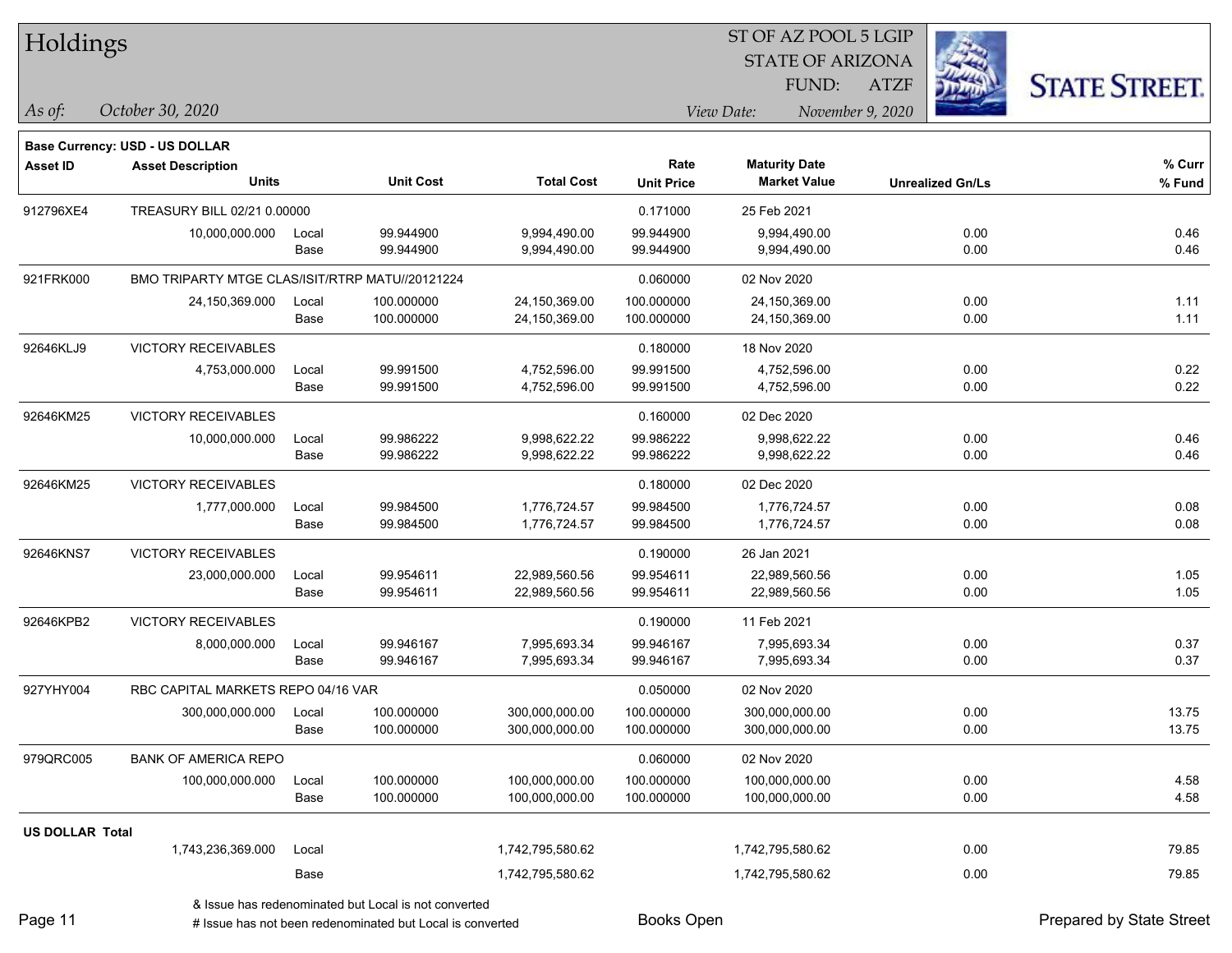# Holdings

ST OF AZ POOL 5 LGIP
STATE OF ARIZONA
FUND: ATZF

*As of:* *October 30, 2020*    *View Date:* *November 9, 2020*

**Base Currency: USD - US DOLLAR**

| Asset ID | Asset Description / Units | | Unit Cost | Total Cost | Rate / Unit Price | Maturity Date / Market Value | Unrealized Gn/Ls | % Curr / % Fund |
|---|---|---|---|---|---|---|---|---|
| 912796XE4 | TREASURY BILL 02/21 0.00000 | | | | 0.171000 | 25 Feb 2021 | | |
| | 10,000,000.000 | Local | 99.944900 | 9,994,490.00 | 99.944900 | 9,994,490.00 | 0.00 | 0.46 |
| | | Base | 99.944900 | 9,994,490.00 | 99.944900 | 9,994,490.00 | 0.00 | 0.46 |
| 921FRK000 | BMO TRIPARTY MTGE CLAS/ISIT/RTRP MATU//20121224 | | | | 0.060000 | 02 Nov 2020 | | |
| | 24,150,369.000 | Local | 100.000000 | 24,150,369.00 | 100.000000 | 24,150,369.00 | 0.00 | 1.11 |
| | | Base | 100.000000 | 24,150,369.00 | 100.000000 | 24,150,369.00 | 0.00 | 1.11 |
| 92646KLJ9 | VICTORY RECEIVABLES | | | | 0.180000 | 18 Nov 2020 | | |
| | 4,753,000.000 | Local | 99.991500 | 4,752,596.00 | 99.991500 | 4,752,596.00 | 0.00 | 0.22 |
| | | Base | 99.991500 | 4,752,596.00 | 99.991500 | 4,752,596.00 | 0.00 | 0.22 |
| 92646KM25 | VICTORY RECEIVABLES | | | | 0.160000 | 02 Dec 2020 | | |
| | 10,000,000.000 | Local | 99.986222 | 9,998,622.22 | 99.986222 | 9,998,622.22 | 0.00 | 0.46 |
| | | Base | 99.986222 | 9,998,622.22 | 99.986222 | 9,998,622.22 | 0.00 | 0.46 |
| 92646KM25 | VICTORY RECEIVABLES | | | | 0.180000 | 02 Dec 2020 | | |
| | 1,777,000.000 | Local | 99.984500 | 1,776,724.57 | 99.984500 | 1,776,724.57 | 0.00 | 0.08 |
| | | Base | 99.984500 | 1,776,724.57 | 99.984500 | 1,776,724.57 | 0.00 | 0.08 |
| 92646KNS7 | VICTORY RECEIVABLES | | | | 0.190000 | 26 Jan 2021 | | |
| | 23,000,000.000 | Local | 99.954611 | 22,989,560.56 | 99.954611 | 22,989,560.56 | 0.00 | 1.05 |
| | | Base | 99.954611 | 22,989,560.56 | 99.954611 | 22,989,560.56 | 0.00 | 1.05 |
| 92646KPB2 | VICTORY RECEIVABLES | | | | 0.190000 | 11 Feb 2021 | | |
| | 8,000,000.000 | Local | 99.946167 | 7,995,693.34 | 99.946167 | 7,995,693.34 | 0.00 | 0.37 |
| | | Base | 99.946167 | 7,995,693.34 | 99.946167 | 7,995,693.34 | 0.00 | 0.37 |
| 927YHY004 | RBC CAPITAL MARKETS REPO 04/16 VAR | | | | 0.050000 | 02 Nov 2020 | | |
| | 300,000,000.000 | Local | 100.000000 | 300,000,000.00 | 100.000000 | 300,000,000.00 | 0.00 | 13.75 |
| | | Base | 100.000000 | 300,000,000.00 | 100.000000 | 300,000,000.00 | 0.00 | 13.75 |
| 979QRC005 | BANK OF AMERICA REPO | | | | 0.060000 | 02 Nov 2020 | | |
| | 100,000,000.000 | Local | 100.000000 | 100,000,000.00 | 100.000000 | 100,000,000.00 | 0.00 | 4.58 |
| | | Base | 100.000000 | 100,000,000.00 | 100.000000 | 100,000,000.00 | 0.00 | 4.58 |
| **US DOLLAR Total** | | | | | | | | |
| | 1,743,236,369.000 | Local | | 1,742,795,580.62 | | 1,742,795,580.62 | 0.00 | 79.85 |
| | | Base | | 1,742,795,580.62 | | 1,742,795,580.62 | 0.00 | 79.85 |

& Issue has redenominated but Local is not converted
# Issue has not been redenominated but Local is converted

Books Open

Prepared by State Street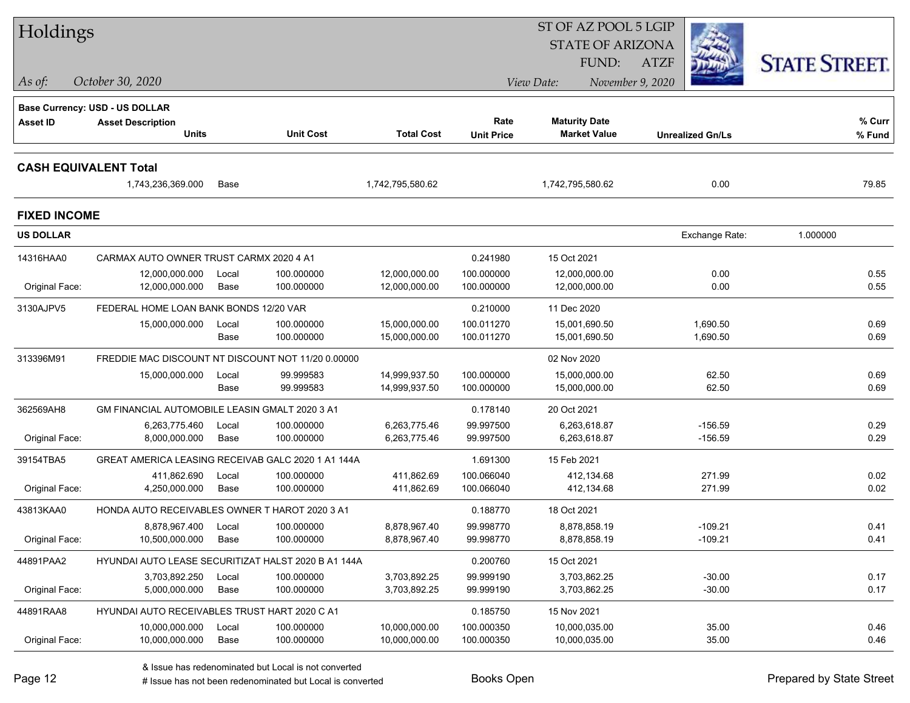# Holdings

ST OF AZ POOL 5 LGIP
STATE OF ARIZONA
FUND: ATZF

*As of:* October 30, 2020

*View Date:* November 9, 2020

**Base Currency: USD - US DOLLAR**

| Asset ID | Asset Description / Units | | Unit Cost | Total Cost | Rate / Unit Price | Maturity Date / Market Value | Unrealized Gn/Ls | % Curr / % Fund |
|---|---|---|---|---|---|---|---|---|
| **CASH EQUIVALENT Total** | | | | | | | | |
| | 1,743,236,369.000 | Base | | 1,742,795,580.62 | | 1,742,795,580.62 | 0.00 | 79.85 |
| **FIXED INCOME** | | | | | | | | |
| **US DOLLAR** | | | | | | | Exchange Rate: 1.000000 | |
| 14316HAA0 | CARMAX AUTO OWNER TRUST CARMX 2020 4 A1 | | | | 0.241980 | 15 Oct 2021 | | |
| | 12,000,000.000 | Local | 100.000000 | 12,000,000.00 | 100.000000 | 12,000,000.00 | 0.00 | 0.55 |
| Original Face: | 12,000,000.000 | Base | 100.000000 | 12,000,000.00 | 100.000000 | 12,000,000.00 | 0.00 | 0.55 |
| 3130AJPV5 | FEDERAL HOME LOAN BANK BONDS 12/20 VAR | | | | 0.210000 | 11 Dec 2020 | | |
| | 15,000,000.000 | Local | 100.000000 | 15,000,000.00 | 100.011270 | 15,001,690.50 | 1,690.50 | 0.69 |
| | | Base | 100.000000 | 15,000,000.00 | 100.011270 | 15,001,690.50 | 1,690.50 | 0.69 |
| 313396M91 | FREDDIE MAC DISCOUNT NT DISCOUNT NOT 11/20 0.00000 | | | | | 02 Nov 2020 | | |
| | 15,000,000.000 | Local | 99.999583 | 14,999,937.50 | 100.000000 | 15,000,000.00 | 62.50 | 0.69 |
| | | Base | 99.999583 | 14,999,937.50 | 100.000000 | 15,000,000.00 | 62.50 | 0.69 |
| 362569AH8 | GM FINANCIAL AUTOMOBILE LEASIN GMALT 2020 3 A1 | | | | 0.178140 | 20 Oct 2021 | | |
| | 6,263,775.460 | Local | 100.000000 | 6,263,775.46 | 99.997500 | 6,263,618.87 | -156.59 | 0.29 |
| Original Face: | 8,000,000.000 | Base | 100.000000 | 6,263,775.46 | 99.997500 | 6,263,618.87 | -156.59 | 0.29 |
| 39154TBA5 | GREAT AMERICA LEASING RECEIVAB GALC 2020 1 A1 144A | | | | 1.691300 | 15 Feb 2021 | | |
| | 411,862.690 | Local | 100.000000 | 411,862.69 | 100.066040 | 412,134.68 | 271.99 | 0.02 |
| Original Face: | 4,250,000.000 | Base | 100.000000 | 411,862.69 | 100.066040 | 412,134.68 | 271.99 | 0.02 |
| 43813KAA0 | HONDA AUTO RECEIVABLES OWNER T HAROT 2020 3 A1 | | | | 0.188770 | 18 Oct 2021 | | |
| | 8,878,967.400 | Local | 100.000000 | 8,878,967.40 | 99.998770 | 8,878,858.19 | -109.21 | 0.41 |
| Original Face: | 10,500,000.000 | Base | 100.000000 | 8,878,967.40 | 99.998770 | 8,878,858.19 | -109.21 | 0.41 |
| 44891PAA2 | HYUNDAI AUTO LEASE SECURITIZAT HALST 2020 B A1 144A | | | | 0.200760 | 15 Oct 2021 | | |
| | 3,703,892.250 | Local | 100.000000 | 3,703,892.25 | 99.999190 | 3,703,862.25 | -30.00 | 0.17 |
| Original Face: | 5,000,000.000 | Base | 100.000000 | 3,703,892.25 | 99.999190 | 3,703,862.25 | -30.00 | 0.17 |
| 44891RAA8 | HYUNDAI AUTO RECEIVABLES TRUST HART 2020 C A1 | | | | 0.185750 | 15 Nov 2021 | | |
| | 10,000,000.000 | Local | 100.000000 | 10,000,000.00 | 100.000350 | 10,000,035.00 | 35.00 | 0.46 |
| Original Face: | 10,000,000.000 | Base | 100.000000 | 10,000,000.00 | 100.000350 | 10,000,035.00 | 35.00 | 0.46 |

& Issue has redenominated but Local is not converted

# Issue has not been redenominated but Local is converted

Books Open

Prepared by State Street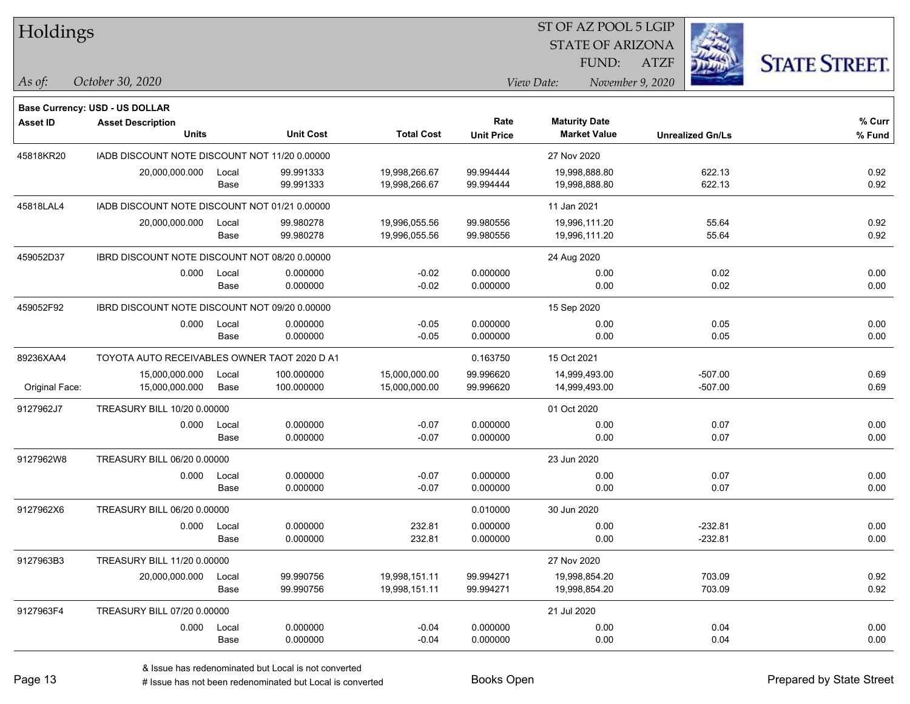# Holdings

ST OF AZ POOL 5 LGIP
STATE OF ARIZONA
FUND: ATZF

*As of:* *October 30, 2020*    *View Date:* *November 9, 2020*

**Base Currency: USD - US DOLLAR**

| Asset ID | Asset Description / Units | | Unit Cost | Total Cost | Rate / Unit Price | Maturity Date / Market Value | Unrealized Gn/Ls | % Curr / % Fund |
|---|---|---|---|---|---|---|---|---|
| 45818KR20 | IADB DISCOUNT NOTE DISCOUNT NOT 11/20 0.00000 | | | | | 27 Nov 2020 | | |
| | 20,000,000.000 | Local | 99.991333 | 19,998,266.67 | 99.994444 | 19,998,888.80 | 622.13 | 0.92 |
| | | Base | 99.991333 | 19,998,266.67 | 99.994444 | 19,998,888.80 | 622.13 | 0.92 |
| 45818LAL4 | IADB DISCOUNT NOTE DISCOUNT NOT 01/21 0.00000 | | | | | 11 Jan 2021 | | |
| | 20,000,000.000 | Local | 99.980278 | 19,996,055.56 | 99.980556 | 19,996,111.20 | 55.64 | 0.92 |
| | | Base | 99.980278 | 19,996,055.56 | 99.980556 | 19,996,111.20 | 55.64 | 0.92 |
| 459052D37 | IBRD DISCOUNT NOTE DISCOUNT NOT 08/20 0.00000 | | | | | 24 Aug 2020 | | |
| | 0.000 | Local | 0.000000 | -0.02 | 0.000000 | 0.00 | 0.02 | 0.00 |
| | | Base | 0.000000 | -0.02 | 0.000000 | 0.00 | 0.02 | 0.00 |
| 459052F92 | IBRD DISCOUNT NOTE DISCOUNT NOT 09/20 0.00000 | | | | | 15 Sep 2020 | | |
| | 0.000 | Local | 0.000000 | -0.05 | 0.000000 | 0.00 | 0.05 | 0.00 |
| | | Base | 0.000000 | -0.05 | 0.000000 | 0.00 | 0.05 | 0.00 |
| 89236XAA4 | TOYOTA AUTO RECEIVABLES OWNER TAOT 2020 D A1 | | | | 0.163750 | 15 Oct 2021 | | |
| | 15,000,000.000 | Local | 100.000000 | 15,000,000.00 | 99.996620 | 14,999,493.00 | -507.00 | 0.69 |
| Original Face: | 15,000,000.000 | Base | 100.000000 | 15,000,000.00 | 99.996620 | 14,999,493.00 | -507.00 | 0.69 |
| 9127962J7 | TREASURY BILL 10/20 0.00000 | | | | | 01 Oct 2020 | | |
| | 0.000 | Local | 0.000000 | -0.07 | 0.000000 | 0.00 | 0.07 | 0.00 |
| | | Base | 0.000000 | -0.07 | 0.000000 | 0.00 | 0.07 | 0.00 |
| 9127962W8 | TREASURY BILL 06/20 0.00000 | | | | | 23 Jun 2020 | | |
| | 0.000 | Local | 0.000000 | -0.07 | 0.000000 | 0.00 | 0.07 | 0.00 |
| | | Base | 0.000000 | -0.07 | 0.000000 | 0.00 | 0.07 | 0.00 |
| 9127962X6 | TREASURY BILL 06/20 0.00000 | | | | 0.010000 | 30 Jun 2020 | | |
| | 0.000 | Local | 0.000000 | 232.81 | 0.000000 | 0.00 | -232.81 | 0.00 |
| | | Base | 0.000000 | 232.81 | 0.000000 | 0.00 | -232.81 | 0.00 |
| 9127963B3 | TREASURY BILL 11/20 0.00000 | | | | | 27 Nov 2020 | | |
| | 20,000,000.000 | Local | 99.990756 | 19,998,151.11 | 99.994271 | 19,998,854.20 | 703.09 | 0.92 |
| | | Base | 99.990756 | 19,998,151.11 | 99.994271 | 19,998,854.20 | 703.09 | 0.92 |
| 9127963F4 | TREASURY BILL 07/20 0.00000 | | | | | 21 Jul 2020 | | |
| | 0.000 | Local | 0.000000 | -0.04 | 0.000000 | 0.00 | 0.04 | 0.00 |
| | | Base | 0.000000 | -0.04 | 0.000000 | 0.00 | 0.04 | 0.00 |

& Issue has redenominated but Local is not converted
# Issue has not been redenominated but Local is converted

Books Open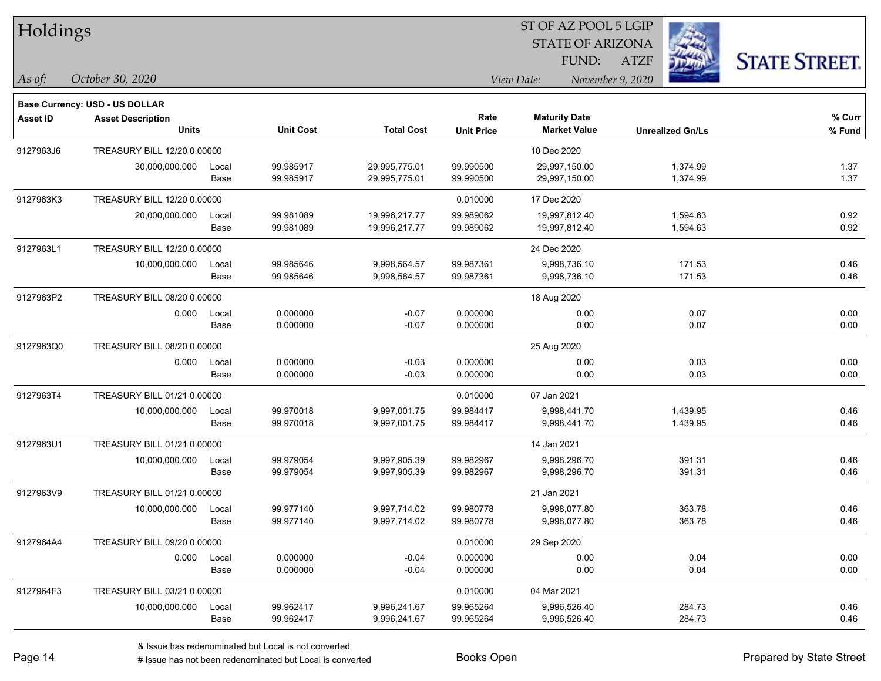# Holdings

ST OF AZ POOL 5 LGIP
STATE OF ARIZONA
FUND: ATZF

*As of:* *October 30, 2020*

*View Date:* *November 9, 2020*

**Base Currency: USD - US DOLLAR**

| Asset ID | Asset Description / Units | | Unit Cost | Total Cost | Rate / Unit Price | Maturity Date / Market Value | Unrealized Gn/Ls | % Curr / % Fund |
|---|---|---|---|---|---|---|---|---|
| 9127963J6 | TREASURY BILL 12/20 0.00000 | | | | | 10 Dec 2020 | | |
| | 30,000,000.000 | Local | 99.985917 | 29,995,775.01 | 99.990500 | 29,997,150.00 | 1,374.99 | 1.37 |
| | | Base | 99.985917 | 29,995,775.01 | 99.990500 | 29,997,150.00 | 1,374.99 | 1.37 |
| 9127963K3 | TREASURY BILL 12/20 0.00000 | | | | 0.010000 | 17 Dec 2020 | | |
| | 20,000,000.000 | Local | 99.981089 | 19,996,217.77 | 99.989062 | 19,997,812.40 | 1,594.63 | 0.92 |
| | | Base | 99.981089 | 19,996,217.77 | 99.989062 | 19,997,812.40 | 1,594.63 | 0.92 |
| 9127963L1 | TREASURY BILL 12/20 0.00000 | | | | | 24 Dec 2020 | | |
| | 10,000,000.000 | Local | 99.985646 | 9,998,564.57 | 99.987361 | 9,998,736.10 | 171.53 | 0.46 |
| | | Base | 99.985646 | 9,998,564.57 | 99.987361 | 9,998,736.10 | 171.53 | 0.46 |
| 9127963P2 | TREASURY BILL 08/20 0.00000 | | | | | 18 Aug 2020 | | |
| | 0.000 | Local | 0.000000 | -0.07 | 0.000000 | 0.00 | 0.07 | 0.00 |
| | | Base | 0.000000 | -0.07 | 0.000000 | 0.00 | 0.07 | 0.00 |
| 9127963Q0 | TREASURY BILL 08/20 0.00000 | | | | | 25 Aug 2020 | | |
| | 0.000 | Local | 0.000000 | -0.03 | 0.000000 | 0.00 | 0.03 | 0.00 |
| | | Base | 0.000000 | -0.03 | 0.000000 | 0.00 | 0.03 | 0.00 |
| 9127963T4 | TREASURY BILL 01/21 0.00000 | | | | 0.010000 | 07 Jan 2021 | | |
| | 10,000,000.000 | Local | 99.970018 | 9,997,001.75 | 99.984417 | 9,998,441.70 | 1,439.95 | 0.46 |
| | | Base | 99.970018 | 9,997,001.75 | 99.984417 | 9,998,441.70 | 1,439.95 | 0.46 |
| 9127963U1 | TREASURY BILL 01/21 0.00000 | | | | | 14 Jan 2021 | | |
| | 10,000,000.000 | Local | 99.979054 | 9,997,905.39 | 99.982967 | 9,998,296.70 | 391.31 | 0.46 |
| | | Base | 99.979054 | 9,997,905.39 | 99.982967 | 9,998,296.70 | 391.31 | 0.46 |
| 9127963V9 | TREASURY BILL 01/21 0.00000 | | | | | 21 Jan 2021 | | |
| | 10,000,000.000 | Local | 99.977140 | 9,997,714.02 | 99.980778 | 9,998,077.80 | 363.78 | 0.46 |
| | | Base | 99.977140 | 9,997,714.02 | 99.980778 | 9,998,077.80 | 363.78 | 0.46 |
| 9127964A4 | TREASURY BILL 09/20 0.00000 | | | | 0.010000 | 29 Sep 2020 | | |
| | 0.000 | Local | 0.000000 | -0.04 | 0.000000 | 0.00 | 0.04 | 0.00 |
| | | Base | 0.000000 | -0.04 | 0.000000 | 0.00 | 0.04 | 0.00 |
| 9127964F3 | TREASURY BILL 03/21 0.00000 | | | | 0.010000 | 04 Mar 2021 | | |
| | 10,000,000.000 | Local | 99.962417 | 9,996,241.67 | 99.965264 | 9,996,526.40 | 284.73 | 0.46 |
| | | Base | 99.962417 | 9,996,241.67 | 99.965264 | 9,996,526.40 | 284.73 | 0.46 |

& Issue has redenominated but Local is not converted
# Issue has not been redenominated but Local is converted

Books Open

Prepared by State Street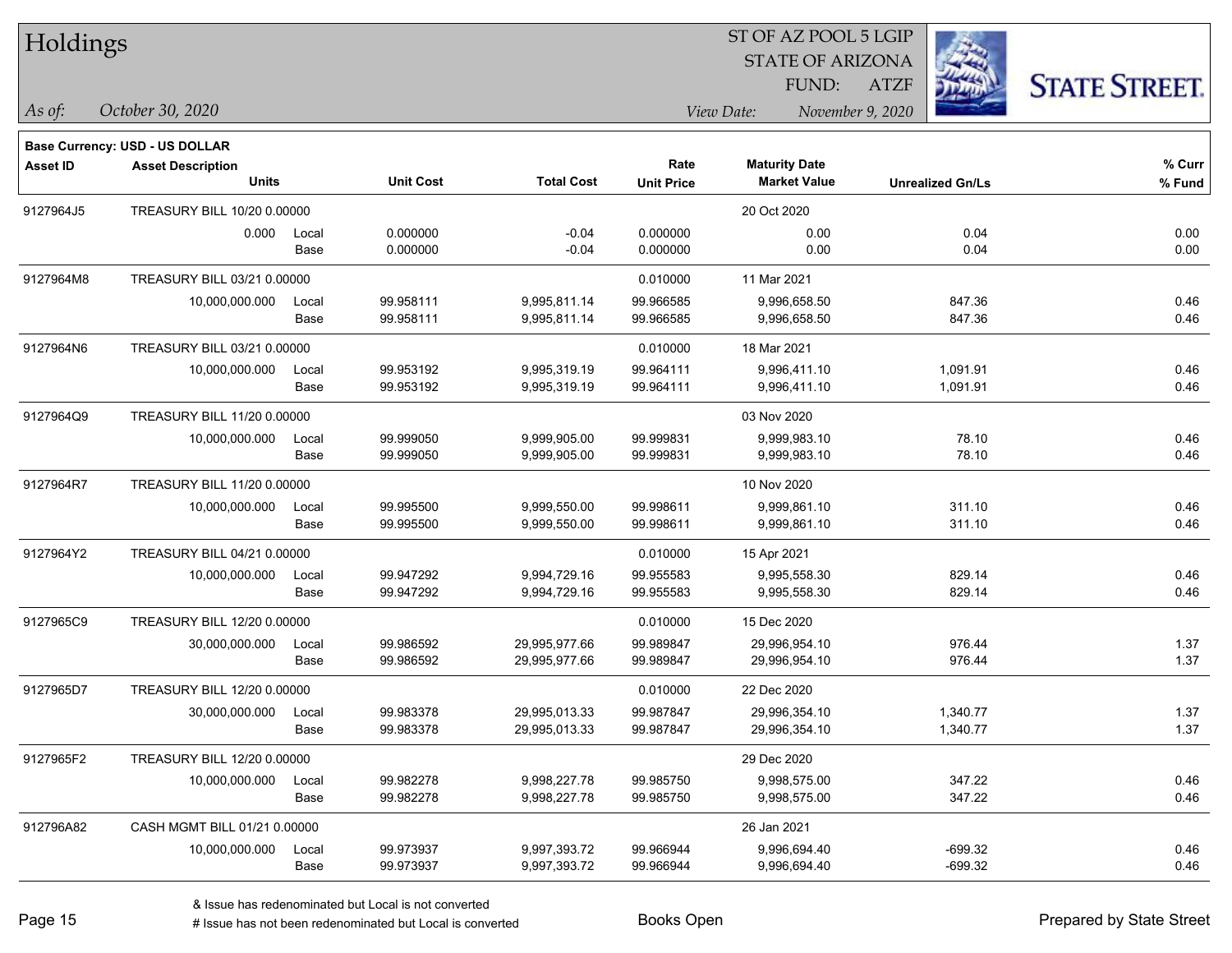# Holdings

ST OF AZ POOL 5 LGIP
STATE OF ARIZONA
FUND: ATZF

*As of:* *October 30, 2020*
*View Date:* *November 9, 2020*

**Base Currency: USD - US DOLLAR**

| Asset ID | Asset Description / Units | | Unit Cost | Total Cost | Rate / Unit Price | Maturity Date / Market Value | Unrealized Gn/Ls | % Curr / % Fund |
|---|---|---|---|---|---|---|---|---|
| 9127964J5 | TREASURY BILL 10/20 0.00000 | | | | | 20 Oct 2020 | | |
| | 0.000 | Local | 0.000000 | -0.04 | 0.000000 | 0.00 | 0.04 | 0.00 |
| | | Base | 0.000000 | -0.04 | 0.000000 | 0.00 | 0.04 | 0.00 |
| 9127964M8 | TREASURY BILL 03/21 0.00000 | | | | 0.010000 | 11 Mar 2021 | | |
| | 10,000,000.000 | Local | 99.958111 | 9,995,811.14 | 99.966585 | 9,996,658.50 | 847.36 | 0.46 |
| | | Base | 99.958111 | 9,995,811.14 | 99.966585 | 9,996,658.50 | 847.36 | 0.46 |
| 9127964N6 | TREASURY BILL 03/21 0.00000 | | | | 0.010000 | 18 Mar 2021 | | |
| | 10,000,000.000 | Local | 99.953192 | 9,995,319.19 | 99.964111 | 9,996,411.10 | 1,091.91 | 0.46 |
| | | Base | 99.953192 | 9,995,319.19 | 99.964111 | 9,996,411.10 | 1,091.91 | 0.46 |
| 9127964Q9 | TREASURY BILL 11/20 0.00000 | | | | | 03 Nov 2020 | | |
| | 10,000,000.000 | Local | 99.999050 | 9,999,905.00 | 99.999831 | 9,999,983.10 | 78.10 | 0.46 |
| | | Base | 99.999050 | 9,999,905.00 | 99.999831 | 9,999,983.10 | 78.10 | 0.46 |
| 9127964R7 | TREASURY BILL 11/20 0.00000 | | | | | 10 Nov 2020 | | |
| | 10,000,000.000 | Local | 99.995500 | 9,999,550.00 | 99.998611 | 9,999,861.10 | 311.10 | 0.46 |
| | | Base | 99.995500 | 9,999,550.00 | 99.998611 | 9,999,861.10 | 311.10 | 0.46 |
| 9127964Y2 | TREASURY BILL 04/21 0.00000 | | | | 0.010000 | 15 Apr 2021 | | |
| | 10,000,000.000 | Local | 99.947292 | 9,994,729.16 | 99.955583 | 9,995,558.30 | 829.14 | 0.46 |
| | | Base | 99.947292 | 9,994,729.16 | 99.955583 | 9,995,558.30 | 829.14 | 0.46 |
| 9127965C9 | TREASURY BILL 12/20 0.00000 | | | | 0.010000 | 15 Dec 2020 | | |
| | 30,000,000.000 | Local | 99.986592 | 29,995,977.66 | 99.989847 | 29,996,954.10 | 976.44 | 1.37 |
| | | Base | 99.986592 | 29,995,977.66 | 99.989847 | 29,996,954.10 | 976.44 | 1.37 |
| 9127965D7 | TREASURY BILL 12/20 0.00000 | | | | 0.010000 | 22 Dec 2020 | | |
| | 30,000,000.000 | Local | 99.983378 | 29,995,013.33 | 99.987847 | 29,996,354.10 | 1,340.77 | 1.37 |
| | | Base | 99.983378 | 29,995,013.33 | 99.987847 | 29,996,354.10 | 1,340.77 | 1.37 |
| 9127965F2 | TREASURY BILL 12/20 0.00000 | | | | | 29 Dec 2020 | | |
| | 10,000,000.000 | Local | 99.982278 | 9,998,227.78 | 99.985750 | 9,998,575.00 | 347.22 | 0.46 |
| | | Base | 99.982278 | 9,998,227.78 | 99.985750 | 9,998,575.00 | 347.22 | 0.46 |
| 912796A82 | CASH MGMT BILL 01/21 0.00000 | | | | | 26 Jan 2021 | | |
| | 10,000,000.000 | Local | 99.973937 | 9,997,393.72 | 99.966944 | 9,996,694.40 | -699.32 | 0.46 |
| | | Base | 99.973937 | 9,997,393.72 | 99.966944 | 9,996,694.40 | -699.32 | 0.46 |

& Issue has redenominated but Local is not converted
# Issue has not been redenominated but Local is converted

Books Open

Prepared by State Street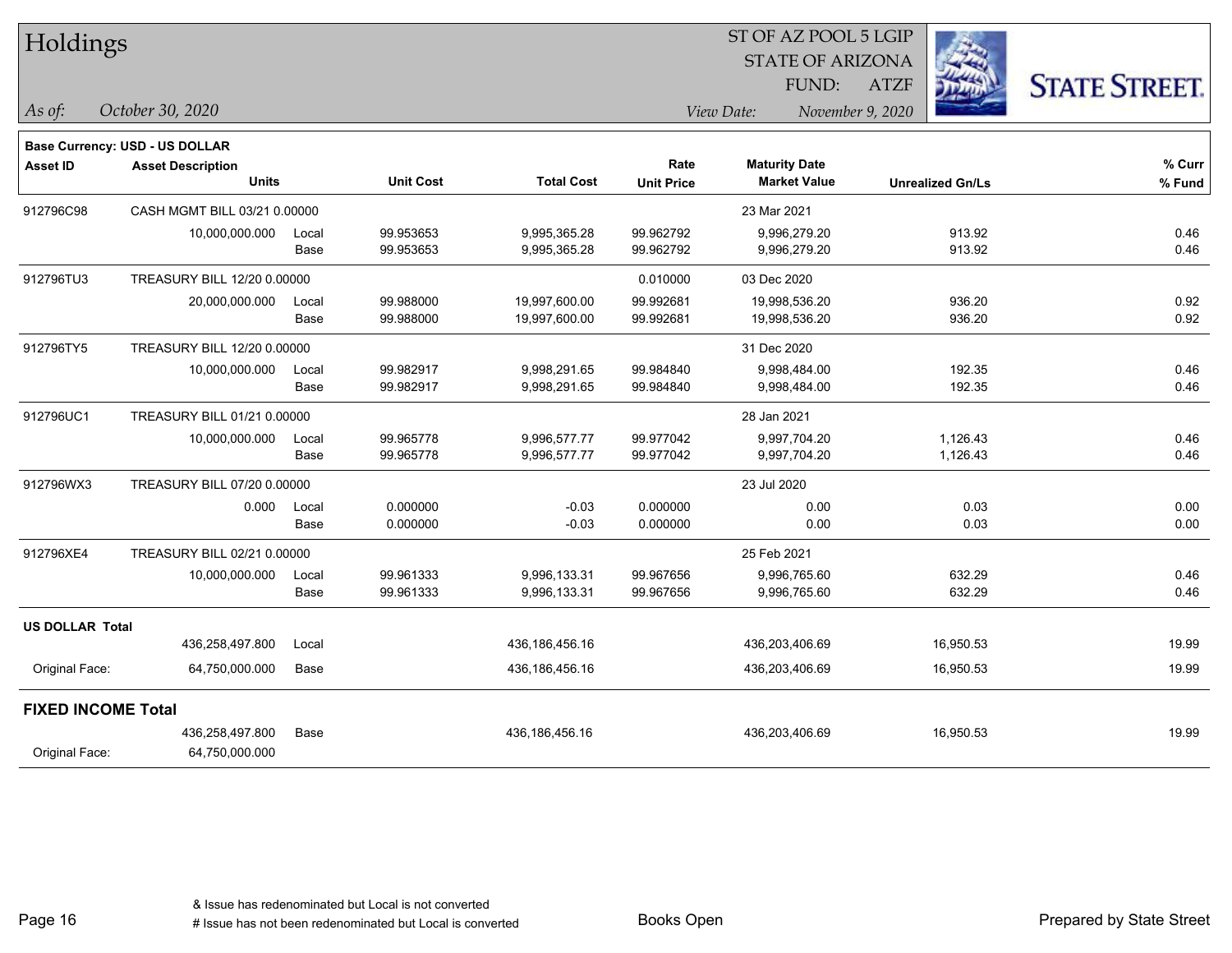# Holdings

ST OF AZ POOL 5 LGIP
STATE OF ARIZONA
FUND: ATZF

*As of: October 30, 2020*
*View Date: November 9, 2020*

STATE STREET.

**Base Currency: USD - US DOLLAR**

| Asset ID | Asset Description / Units | | Unit Cost | Total Cost | Rate / Unit Price | Maturity Date / Market Value | Unrealized Gn/Ls | % Curr / % Fund |
|---|---|---|---|---|---|---|---|---|
| 912796C98 | CASH MGMT BILL 03/21 0.00000 | | | | | 23 Mar 2021 | | |
| | 10,000,000.000 | Local | 99.953653 | 9,995,365.28 | 99.962792 | 9,996,279.20 | 913.92 | 0.46 |
| | | Base | 99.953653 | 9,995,365.28 | 99.962792 | 9,996,279.20 | 913.92 | 0.46 |
| 912796TU3 | TREASURY BILL 12/20 0.00000 | | | | 0.010000 | 03 Dec 2020 | | |
| | 20,000,000.000 | Local | 99.988000 | 19,997,600.00 | 99.992681 | 19,998,536.20 | 936.20 | 0.92 |
| | | Base | 99.988000 | 19,997,600.00 | 99.992681 | 19,998,536.20 | 936.20 | 0.92 |
| 912796TY5 | TREASURY BILL 12/20 0.00000 | | | | | 31 Dec 2020 | | |
| | 10,000,000.000 | Local | 99.982917 | 9,998,291.65 | 99.984840 | 9,998,484.00 | 192.35 | 0.46 |
| | | Base | 99.982917 | 9,998,291.65 | 99.984840 | 9,998,484.00 | 192.35 | 0.46 |
| 912796UC1 | TREASURY BILL 01/21 0.00000 | | | | | 28 Jan 2021 | | |
| | 10,000,000.000 | Local | 99.965778 | 9,996,577.77 | 99.977042 | 9,997,704.20 | 1,126.43 | 0.46 |
| | | Base | 99.965778 | 9,996,577.77 | 99.977042 | 9,997,704.20 | 1,126.43 | 0.46 |
| 912796WX3 | TREASURY BILL 07/20 0.00000 | | | | | 23 Jul 2020 | | |
| | 0.000 | Local | 0.000000 | -0.03 | 0.000000 | 0.00 | 0.03 | 0.00 |
| | | Base | 0.000000 | -0.03 | 0.000000 | 0.00 | 0.03 | 0.00 |
| 912796XE4 | TREASURY BILL 02/21 0.00000 | | | | | 25 Feb 2021 | | |
| | 10,000,000.000 | Local | 99.961333 | 9,996,133.31 | 99.967656 | 9,996,765.60 | 632.29 | 0.46 |
| | | Base | 99.961333 | 9,996,133.31 | 99.967656 | 9,996,765.60 | 632.29 | 0.46 |
| **US DOLLAR Total** | | | | | | | | |
| | 436,258,497.800 | Local | | 436,186,456.16 | | 436,203,406.69 | 16,950.53 | 19.99 |
| Original Face: | 64,750,000.000 | Base | | 436,186,456.16 | | 436,203,406.69 | 16,950.53 | 19.99 |
| **FIXED INCOME Total** | | | | | | | | |
| | 436,258,497.800 | Base | | 436,186,456.16 | | 436,203,406.69 | 16,950.53 | 19.99 |
| Original Face: | 64,750,000.000 | | | | | | | |

& Issue has redenominated but Local is not converted
# Issue has not been redenominated but Local is converted

Books Open

Prepared by State Street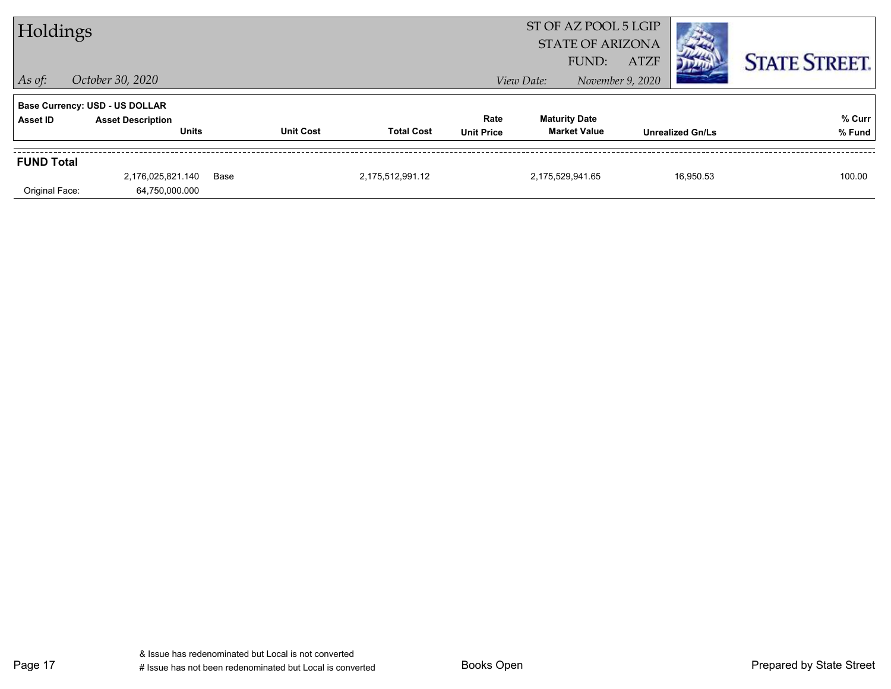# Holdings

ST OF AZ POOL 5 LGIP
STATE OF ARIZONA
FUND: ATZF

*As of:* *October 30, 2020*

*View Date:* *November 9, 2020*

**STATE STREET.**

**Base Currency: USD - US DOLLAR**

| Asset ID | Asset Description / Units | Unit Cost | Total Cost | Rate / Unit Price | Maturity Date / Market Value | Unrealized Gn/Ls | % Curr / % Fund |
|---|---|---|---|---|---|---|---|
| **FUND Total** | | | | | | | |
| | 2,176,025,821.140 | Base | 2,175,512,991.12 | | 2,175,529,941.65 | 16,950.53 | 100.00 |
| Original Face: | 64,750,000.000 | | | | | | |

& Issue has redenominated but Local is not converted
# Issue has not been redenominated but Local is converted

Books Open

Prepared by State Street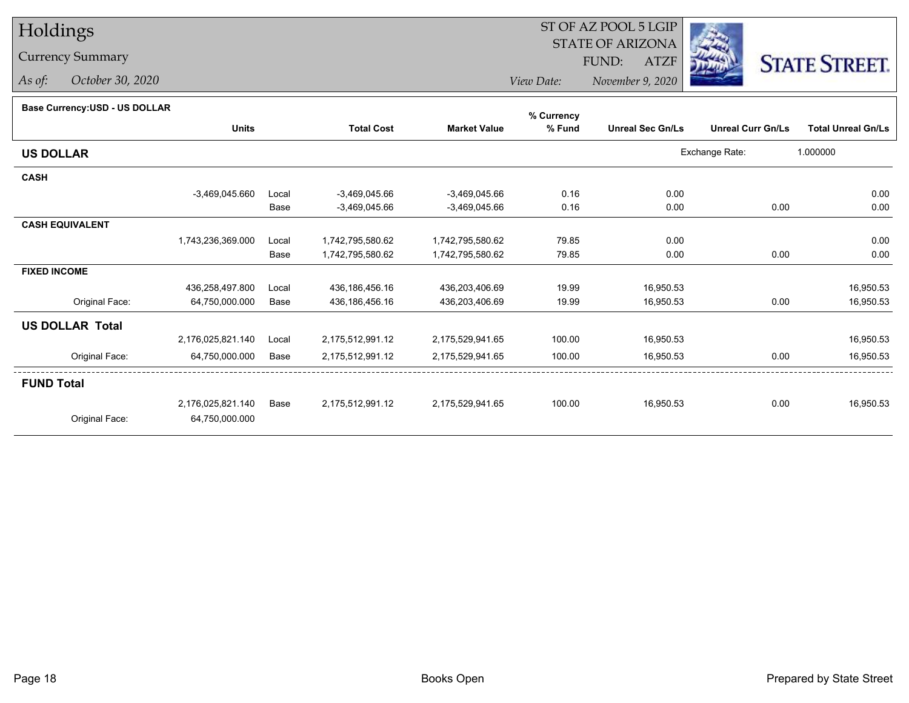# Holdings

Currency Summary

*As of:* *October 30, 2020*

ST OF AZ POOL 5 LGIP
STATE OF ARIZONA
FUND: ATZF
*View Date:* *November 9, 2020*

**Base Currency:USD - US DOLLAR**

| | Units | | Total Cost | Market Value | % Currency % Fund | Unreal Sec Gn/Ls | Unreal Curr Gn/Ls | Total Unreal Gn/Ls |
|---|---|---|---|---|---|---|---|---|
| **US DOLLAR** | | | | | | Exchange Rate: | 1.000000 | |
| **CASH** | | | | | | | | |
| | -3,469,045.660 | Local | -3,469,045.66 | -3,469,045.66 | 0.16 | 0.00 | | 0.00 |
| | | Base | -3,469,045.66 | -3,469,045.66 | 0.16 | 0.00 | 0.00 | 0.00 |
| **CASH EQUIVALENT** | | | | | | | | |
| | 1,743,236,369.000 | Local | 1,742,795,580.62 | 1,742,795,580.62 | 79.85 | 0.00 | | 0.00 |
| | | Base | 1,742,795,580.62 | 1,742,795,580.62 | 79.85 | 0.00 | 0.00 | 0.00 |
| **FIXED INCOME** | | | | | | | | |
| | 436,258,497.800 | Local | 436,186,456.16 | 436,203,406.69 | 19.99 | 16,950.53 | | 16,950.53 |
| Original Face: | 64,750,000.000 | Base | 436,186,456.16 | 436,203,406.69 | 19.99 | 16,950.53 | 0.00 | 16,950.53 |
| **US DOLLAR Total** | | | | | | | | |
| | 2,176,025,821.140 | Local | 2,175,512,991.12 | 2,175,529,941.65 | 100.00 | 16,950.53 | | 16,950.53 |
| Original Face: | 64,750,000.000 | Base | 2,175,512,991.12 | 2,175,529,941.65 | 100.00 | 16,950.53 | 0.00 | 16,950.53 |
| **FUND Total** | | | | | | | | |
| | 2,176,025,821.140 | Base | 2,175,512,991.12 | 2,175,529,941.65 | 100.00 | 16,950.53 | 0.00 | 16,950.53 |
| Original Face: | 64,750,000.000 | | | | | | | |

Books Open

Prepared by State Street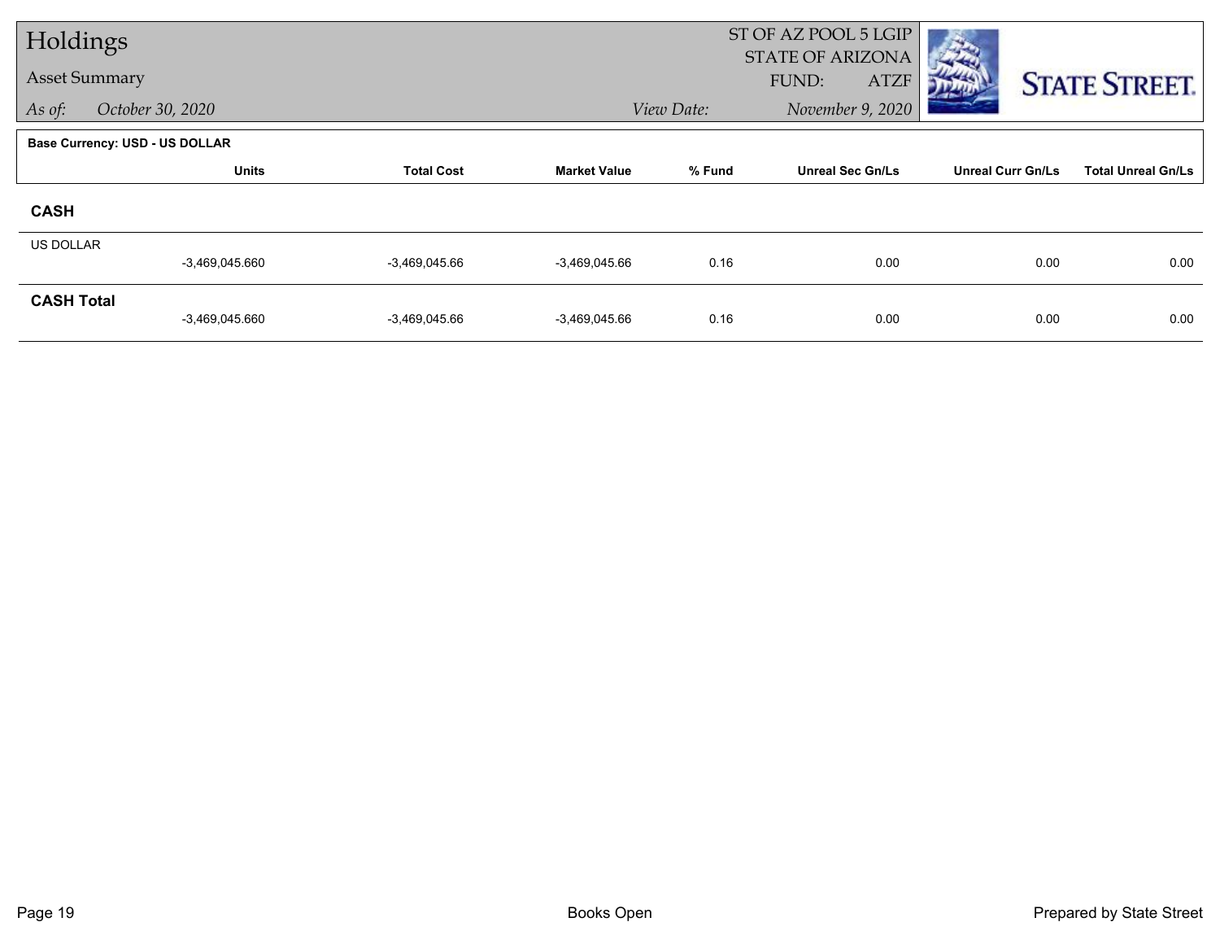# Holdings

## Asset Summary

*As of:* *October 30, 2020*

ST OF AZ POOL 5 LGIP
STATE OF ARIZONA
FUND: ATZF

*View Date:* *November 9, 2020*

**Base Currency: USD - US DOLLAR**

| | Units | Total Cost | Market Value | % Fund | Unreal Sec Gn/Ls | Unreal Curr Gn/Ls | Total Unreal Gn/Ls |
|---|---|---|---|---|---|---|---|
| **CASH** | | | | | | | |
| US DOLLAR | -3,469,045.660 | -3,469,045.66 | -3,469,045.66 | 0.16 | 0.00 | 0.00 | 0.00 |
| **CASH Total** | -3,469,045.660 | -3,469,045.66 | -3,469,045.66 | 0.16 | 0.00 | 0.00 | 0.00 |

Books Open

Prepared by State Street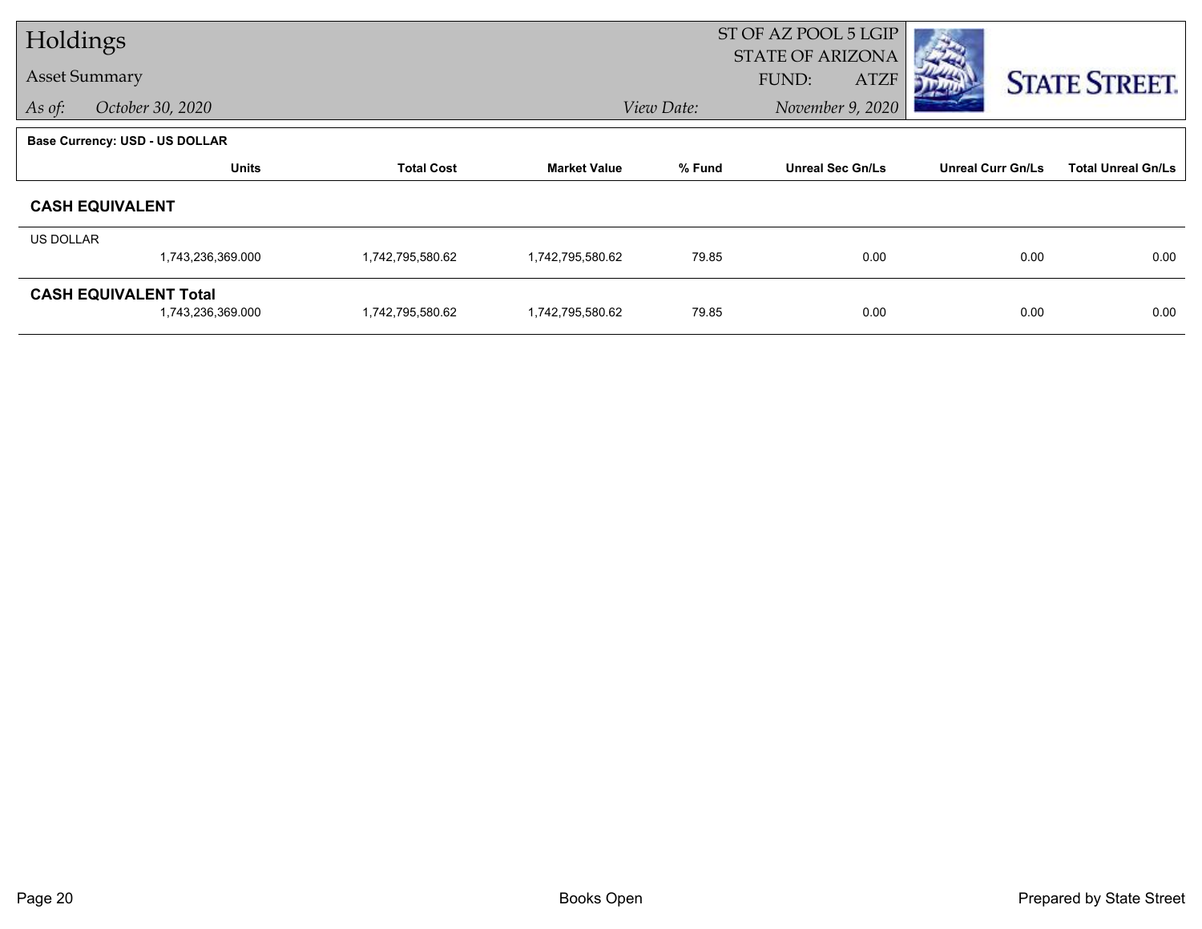# Holdings

**Asset Summary**

*As of:* *October 30, 2020*

ST OF AZ POOL 5 LGIP
STATE OF ARIZONA
FUND: ATZF

*View Date:* *November 9, 2020*

**Base Currency: USD - US DOLLAR**

| | Units | Total Cost | Market Value | % Fund | Unreal Sec Gn/Ls | Unreal Curr Gn/Ls | Total Unreal Gn/Ls |
|---|---|---|---|---|---|---|---|
| **CASH EQUIVALENT** | | | | | | | |
| US DOLLAR | 1,743,236,369.000 | 1,742,795,580.62 | 1,742,795,580.62 | 79.85 | 0.00 | 0.00 | 0.00 |
| **CASH EQUIVALENT Total** | 1,743,236,369.000 | 1,742,795,580.62 | 1,742,795,580.62 | 79.85 | 0.00 | 0.00 | 0.00 |

Books Open

Prepared by State Street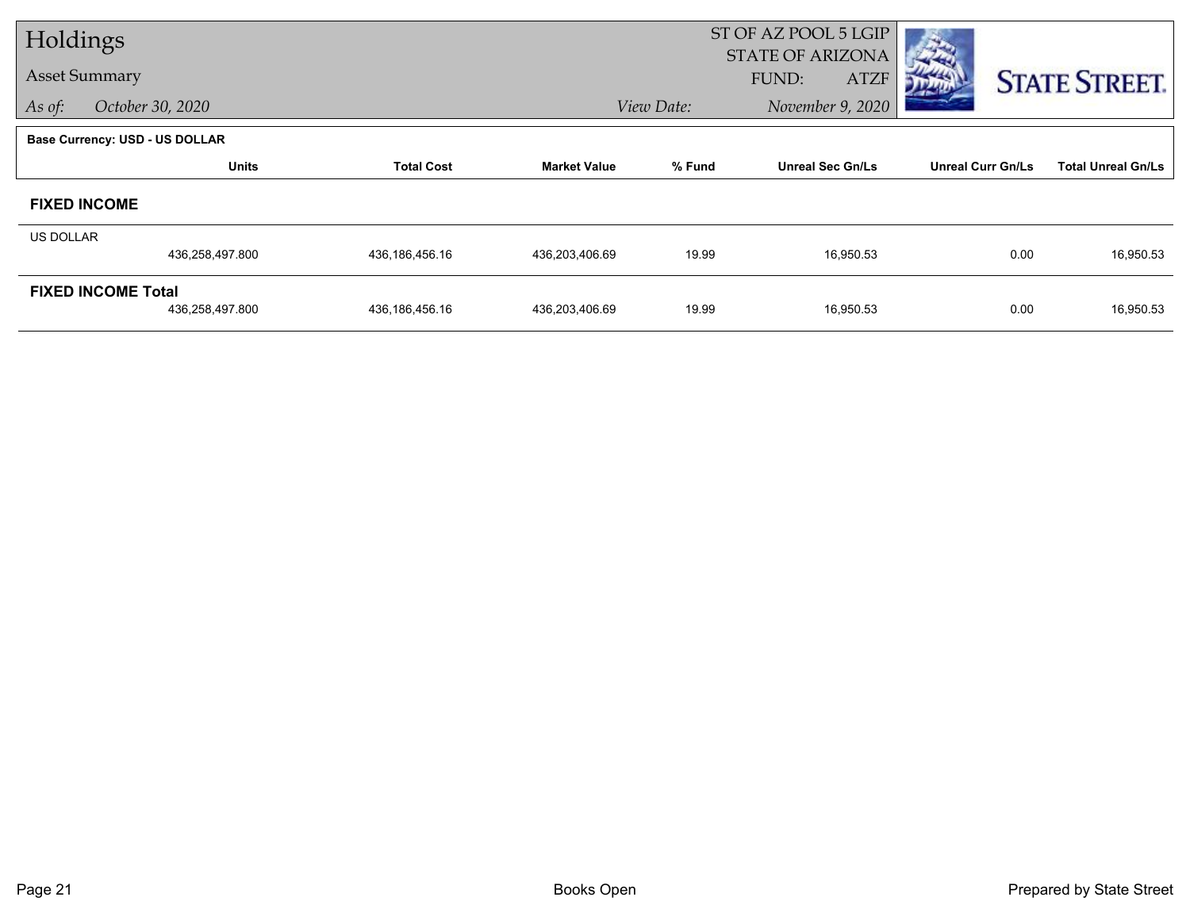# Holdings

## Asset Summary

*As of:* October 30, 2020

ST OF AZ POOL 5 LGIP
STATE OF ARIZONA
FUND: ATZF

*View Date:* November 9, 2020

**Base Currency: USD - US DOLLAR**

| | Units | Total Cost | Market Value | % Fund | Unreal Sec Gn/Ls | Unreal Curr Gn/Ls | Total Unreal Gn/Ls |
|---|---|---|---|---|---|---|---|
| **FIXED INCOME** | | | | | | | |
| US DOLLAR | 436,258,497.800 | 436,186,456.16 | 436,203,406.69 | 19.99 | 16,950.53 | 0.00 | 16,950.53 |
| **FIXED INCOME Total** | 436,258,497.800 | 436,186,456.16 | 436,203,406.69 | 19.99 | 16,950.53 | 0.00 | 16,950.53 |

Books Open

Prepared by State Street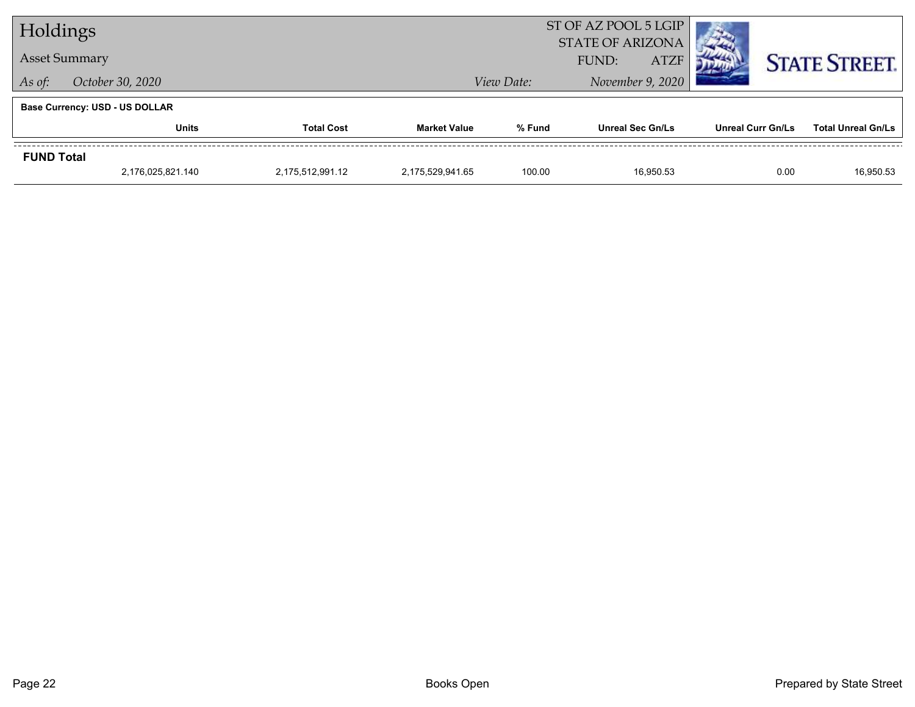# Holdings

## Asset Summary

*As of:* *October 30, 2020*

ST OF AZ POOL 5 LGIP
STATE OF ARIZONA
FUND: ATZF

*View Date:* *November 9, 2020*

**Base Currency: USD - US DOLLAR**

| | Units | Total Cost | Market Value | % Fund | Unreal Sec Gn/Ls | Unreal Curr Gn/Ls | Total Unreal Gn/Ls |
|---|---|---|---|---|---|---|---|
| **FUND Total** | | | | | | | |
| | 2,176,025,821.140 | 2,175,512,991.12 | 2,175,529,941.65 | 100.00 | 16,950.53 | 0.00 | 16,950.53 |

Books Open

Prepared by State Street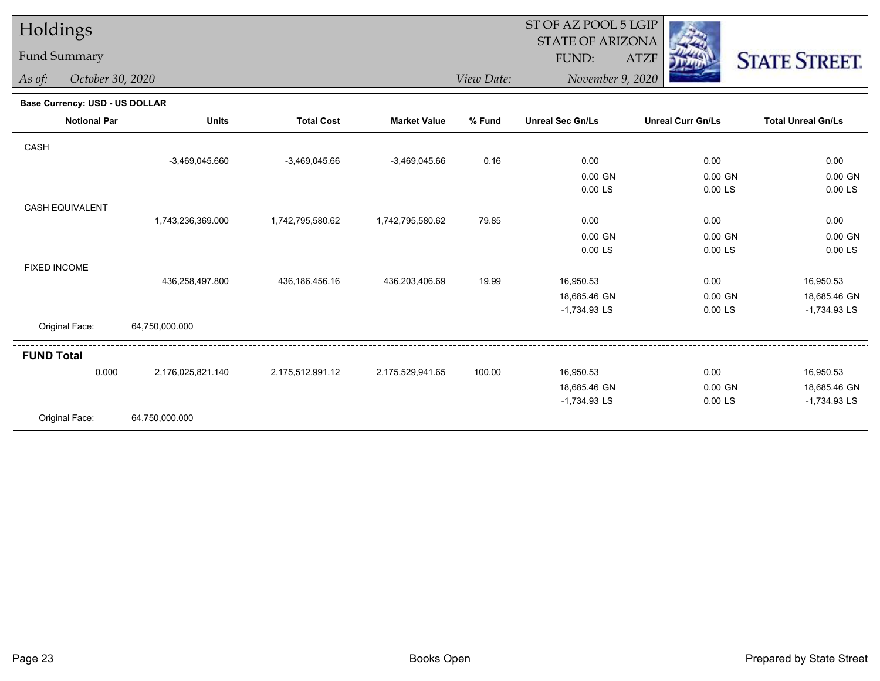# Holdings

## Fund Summary

*As of:* *October 30, 2020*

ST OF AZ POOL 5 LGIP
STATE OF ARIZONA
FUND: ATZF

*View Date:* *November 9, 2020*

STATE STREET.

**Base Currency: USD - US DOLLAR**

| Notional Par | Units | Total Cost | Market Value | % Fund | Unreal Sec Gn/Ls | Unreal Curr Gn/Ls | Total Unreal Gn/Ls |
|---|---|---|---|---|---|---|---|
| CASH | | | | | | | |
| | -3,469,045.660 | -3,469,045.66 | -3,469,045.66 | 0.16 | 0.00 | 0.00 | 0.00 |
| | | | | | 0.00 GN | 0.00 GN | 0.00 GN |
| | | | | | 0.00 LS | 0.00 LS | 0.00 LS |
| CASH EQUIVALENT | | | | | | | |
| | 1,743,236,369.000 | 1,742,795,580.62 | 1,742,795,580.62 | 79.85 | 0.00 | 0.00 | 0.00 |
| | | | | | 0.00 GN | 0.00 GN | 0.00 GN |
| | | | | | 0.00 LS | 0.00 LS | 0.00 LS |
| FIXED INCOME | | | | | | | |
| | 436,258,497.800 | 436,186,456.16 | 436,203,406.69 | 19.99 | 16,950.53 | 0.00 | 16,950.53 |
| | | | | | 18,685.46 GN | 0.00 GN | 18,685.46 GN |
| | | | | | -1,734.93 LS | 0.00 LS | -1,734.93 LS |
| Original Face: | 64,750,000.000 | | | | | | |
| **FUND Total** | | | | | | | |
| 0.000 | 2,176,025,821.140 | 2,175,512,991.12 | 2,175,529,941.65 | 100.00 | 16,950.53 | 0.00 | 16,950.53 |
| | | | | | 18,685.46 GN | 0.00 GN | 18,685.46 GN |
| | | | | | -1,734.93 LS | 0.00 LS | -1,734.93 LS |
| Original Face: | 64,750,000.000 | | | | | | |

Books Open

Prepared by State Street